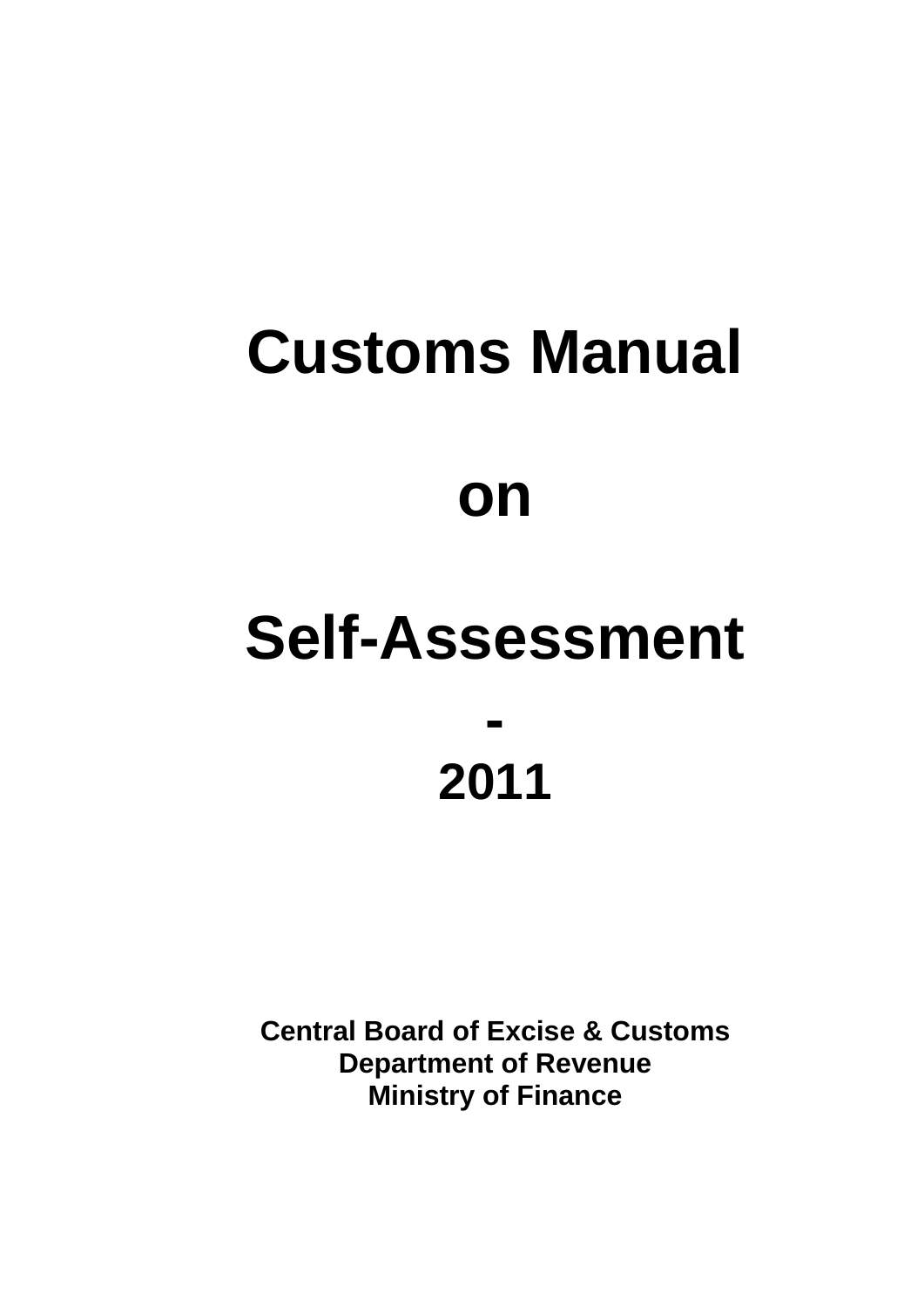# Customs Manual

# on

# Self-Assessment

# -

# 2011

**Central Board of Excise & Customs**
**Department of Revenue**
**Ministry of Finance**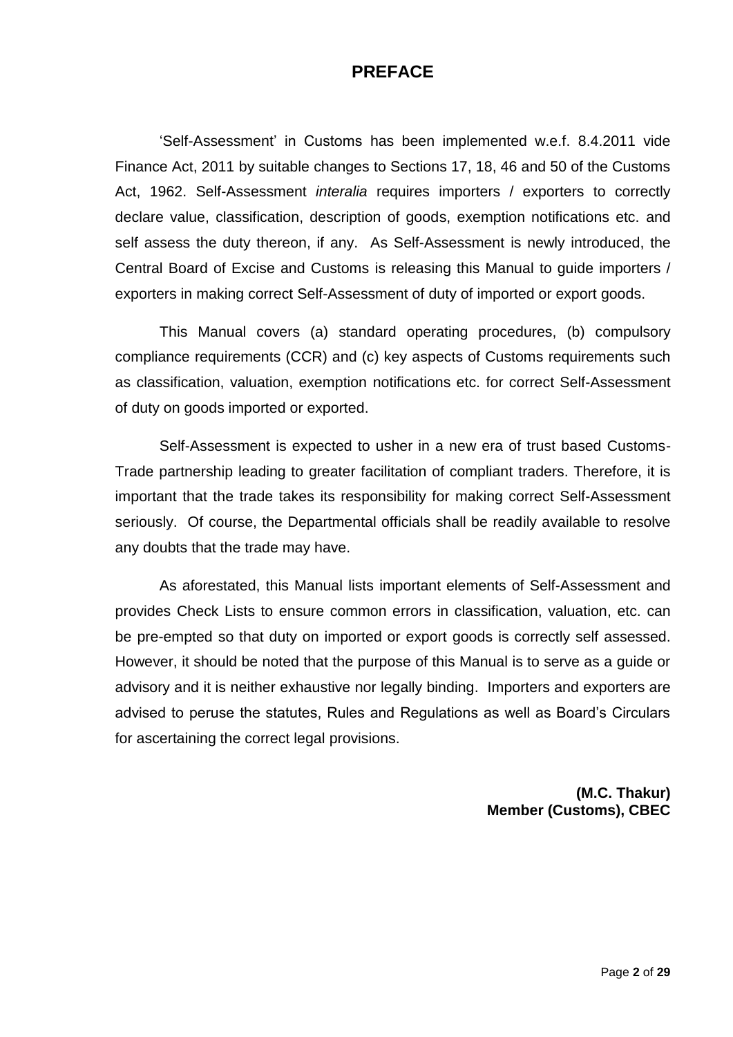# PREFACE

'Self-Assessment' in Customs has been implemented w.e.f. 8.4.2011 vide Finance Act, 2011 by suitable changes to Sections 17, 18, 46 and 50 of the Customs Act, 1962. Self-Assessment *interalia* requires importers / exporters to correctly declare value, classification, description of goods, exemption notifications etc. and self assess the duty thereon, if any. As Self-Assessment is newly introduced, the Central Board of Excise and Customs is releasing this Manual to guide importers / exporters in making correct Self-Assessment of duty of imported or export goods.

This Manual covers (a) standard operating procedures, (b) compulsory compliance requirements (CCR) and (c) key aspects of Customs requirements such as classification, valuation, exemption notifications etc. for correct Self-Assessment of duty on goods imported or exported.

Self-Assessment is expected to usher in a new era of trust based Customs-Trade partnership leading to greater facilitation of compliant traders. Therefore, it is important that the trade takes its responsibility for making correct Self-Assessment seriously. Of course, the Departmental officials shall be readily available to resolve any doubts that the trade may have.

As aforestated, this Manual lists important elements of Self-Assessment and provides Check Lists to ensure common errors in classification, valuation, etc. can be pre-empted so that duty on imported or export goods is correctly self assessed. However, it should be noted that the purpose of this Manual is to serve as a guide or advisory and it is neither exhaustive nor legally binding. Importers and exporters are advised to peruse the statutes, Rules and Regulations as well as Board's Circulars for ascertaining the correct legal provisions.

**(M.C. Thakur)**
**Member (Customs), CBEC**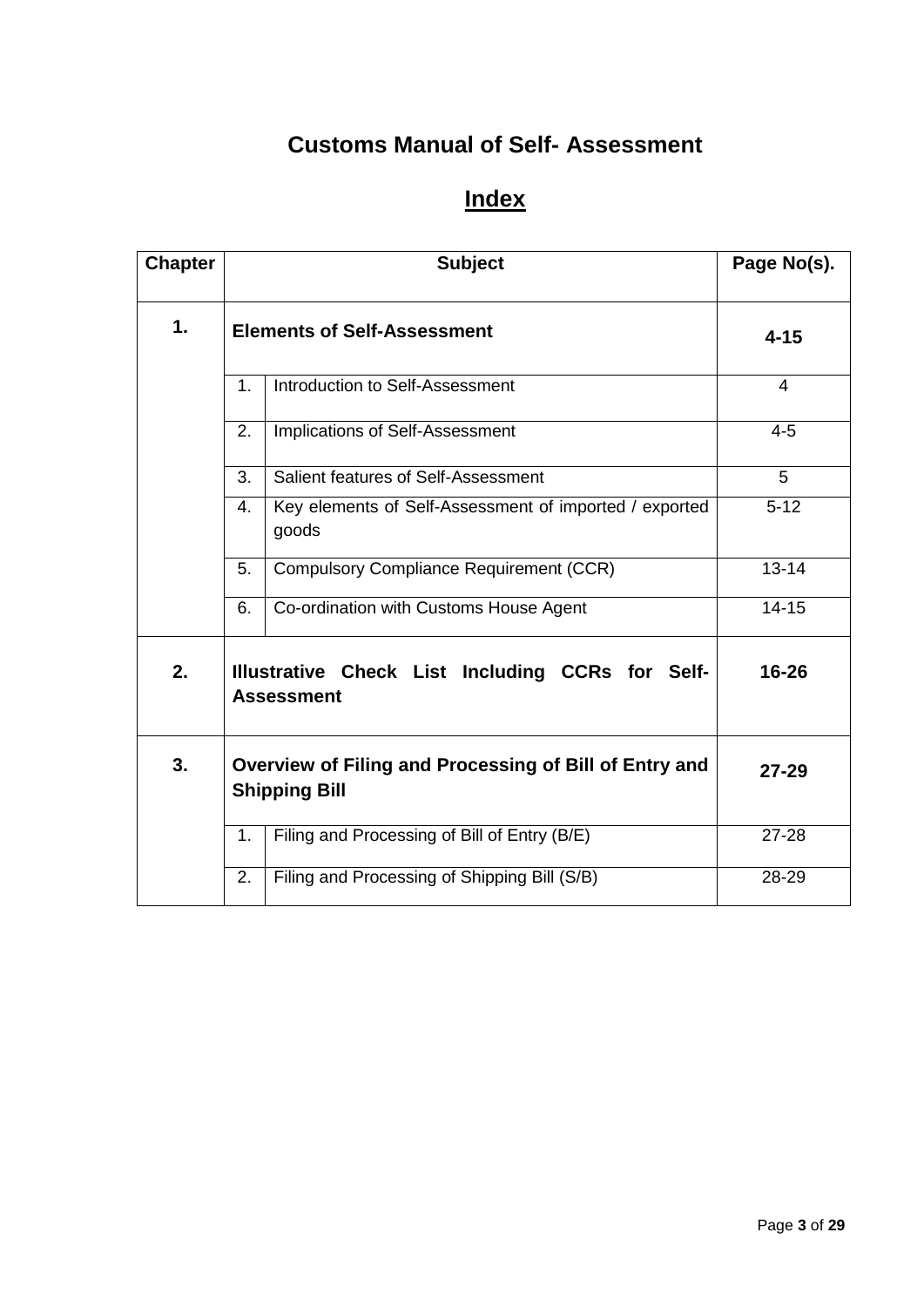# Customs Manual of Self- Assessment

## Index

| Chapter | Subject | | Page No(s). |
|---|---|---|---|
| **1.** | **Elements of Self-Assessment** | | **4-15** |
| | 1. | Introduction to Self-Assessment | 4 |
| | 2. | Implications of Self-Assessment | 4-5 |
| | 3. | Salient features of Self-Assessment | 5 |
| | 4. | Key elements of Self-Assessment of imported / exported goods | 5-12 |
| | 5. | Compulsory Compliance Requirement (CCR) | 13-14 |
| | 6. | Co-ordination with Customs House Agent | 14-15 |
| **2.** | **Illustrative Check List Including CCRs for Self-Assessment** | | **16-26** |
| **3.** | **Overview of Filing and Processing of Bill of Entry and Shipping Bill** | | **27-29** |
| | 1. | Filing and Processing of Bill of Entry (B/E) | 27-28 |
| | 2. | Filing and Processing of Shipping Bill (S/B) | 28-29 |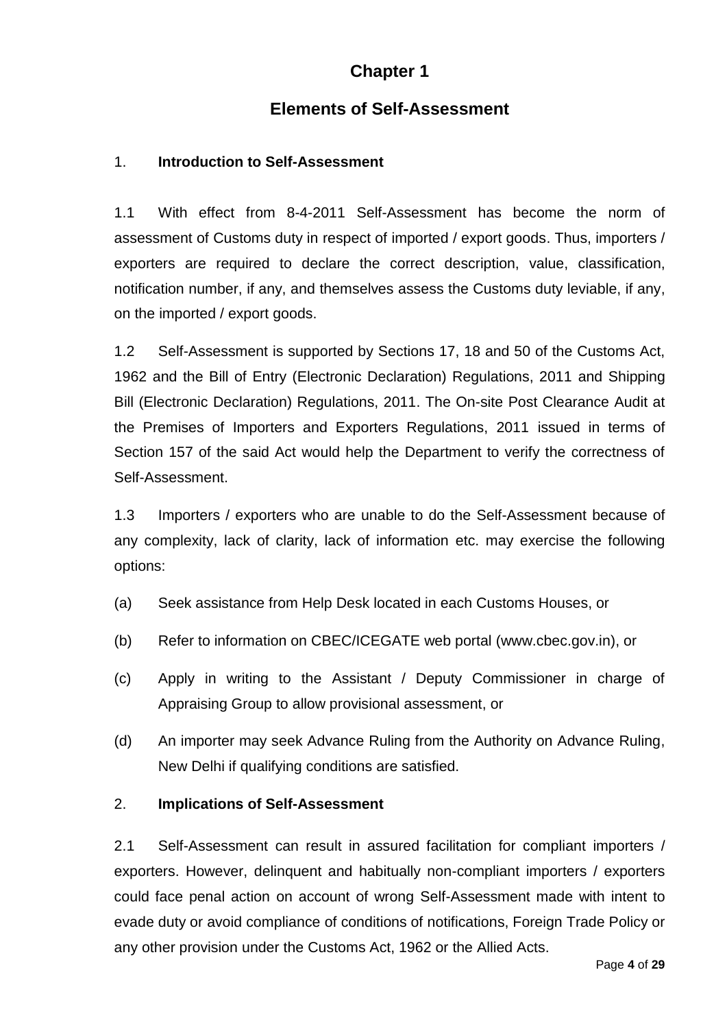# Chapter 1

## Elements of Self-Assessment

### 1. Introduction to Self-Assessment

1.1 With effect from 8-4-2011 Self-Assessment has become the norm of assessment of Customs duty in respect of imported / export goods. Thus, importers / exporters are required to declare the correct description, value, classification, notification number, if any, and themselves assess the Customs duty leviable, if any, on the imported / export goods.

1.2 Self-Assessment is supported by Sections 17, 18 and 50 of the Customs Act, 1962 and the Bill of Entry (Electronic Declaration) Regulations, 2011 and Shipping Bill (Electronic Declaration) Regulations, 2011. The On-site Post Clearance Audit at the Premises of Importers and Exporters Regulations, 2011 issued in terms of Section 157 of the said Act would help the Department to verify the correctness of Self-Assessment.

1.3 Importers / exporters who are unable to do the Self-Assessment because of any complexity, lack of clarity, lack of information etc. may exercise the following options:

(a) Seek assistance from Help Desk located in each Customs Houses, or

(b) Refer to information on CBEC/ICEGATE web portal (www.cbec.gov.in), or

(c) Apply in writing to the Assistant / Deputy Commissioner in charge of Appraising Group to allow provisional assessment, or

(d) An importer may seek Advance Ruling from the Authority on Advance Ruling, New Delhi if qualifying conditions are satisfied.

### 2. Implications of Self-Assessment

2.1 Self-Assessment can result in assured facilitation for compliant importers / exporters. However, delinquent and habitually non-compliant importers / exporters could face penal action on account of wrong Self-Assessment made with intent to evade duty or avoid compliance of conditions of notifications, Foreign Trade Policy or any other provision under the Customs Act, 1962 or the Allied Acts.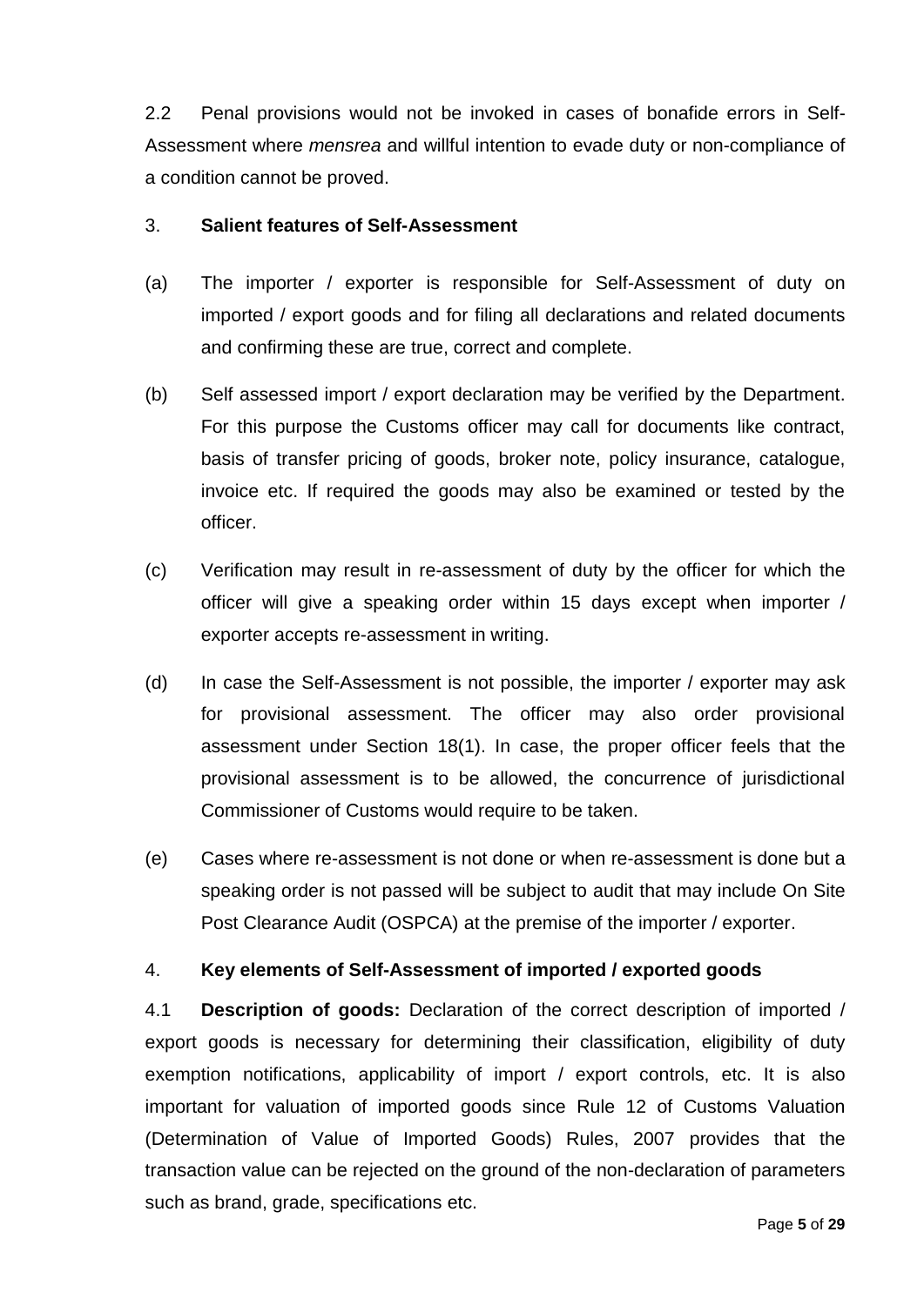2.2 Penal provisions would not be invoked in cases of bonafide errors in Self-Assessment where *mensrea* and willful intention to evade duty or non-compliance of a condition cannot be proved.

3. **Salient features of Self-Assessment**

(a) The importer / exporter is responsible for Self-Assessment of duty on imported / export goods and for filing all declarations and related documents and confirming these are true, correct and complete.

(b) Self assessed import / export declaration may be verified by the Department. For this purpose the Customs officer may call for documents like contract, basis of transfer pricing of goods, broker note, policy insurance, catalogue, invoice etc. If required the goods may also be examined or tested by the officer.

(c) Verification may result in re-assessment of duty by the officer for which the officer will give a speaking order within 15 days except when importer / exporter accepts re-assessment in writing.

(d) In case the Self-Assessment is not possible, the importer / exporter may ask for provisional assessment. The officer may also order provisional assessment under Section 18(1). In case, the proper officer feels that the provisional assessment is to be allowed, the concurrence of jurisdictional Commissioner of Customs would require to be taken.

(e) Cases where re-assessment is not done or when re-assessment is done but a speaking order is not passed will be subject to audit that may include On Site Post Clearance Audit (OSPCA) at the premise of the importer / exporter.

4. **Key elements of Self-Assessment of imported / exported goods**

4.1 **Description of goods:** Declaration of the correct description of imported / export goods is necessary for determining their classification, eligibility of duty exemption notifications, applicability of import / export controls, etc. It is also important for valuation of imported goods since Rule 12 of Customs Valuation (Determination of Value of Imported Goods) Rules, 2007 provides that the transaction value can be rejected on the ground of the non-declaration of parameters such as brand, grade, specifications etc.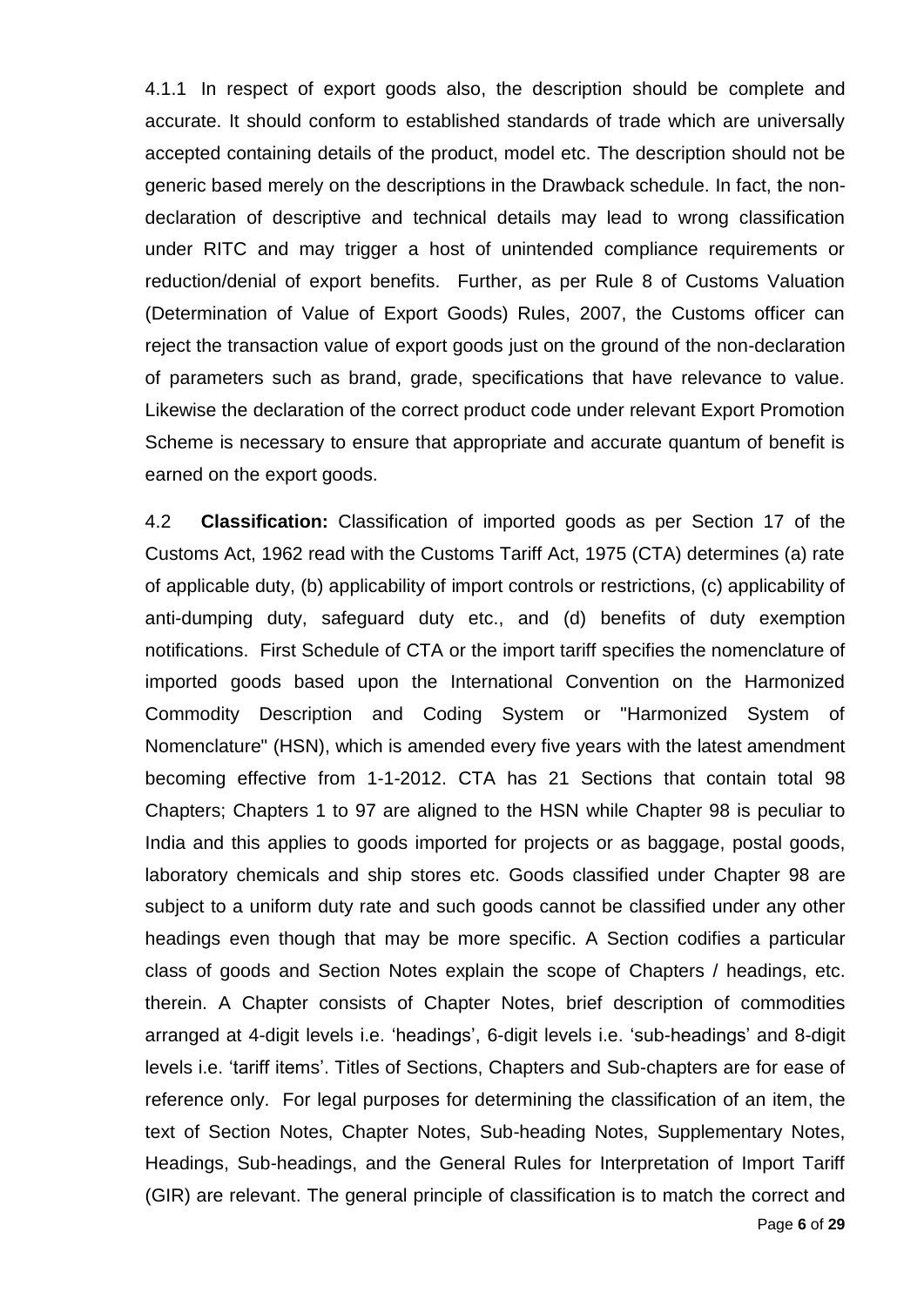4.1.1 In respect of export goods also, the description should be complete and accurate. It should conform to established standards of trade which are universally accepted containing details of the product, model etc. The description should not be generic based merely on the descriptions in the Drawback schedule. In fact, the non-declaration of descriptive and technical details may lead to wrong classification under RITC and may trigger a host of unintended compliance requirements or reduction/denial of export benefits. Further, as per Rule 8 of Customs Valuation (Determination of Value of Export Goods) Rules, 2007, the Customs officer can reject the transaction value of export goods just on the ground of the non-declaration of parameters such as brand, grade, specifications that have relevance to value. Likewise the declaration of the correct product code under relevant Export Promotion Scheme is necessary to ensure that appropriate and accurate quantum of benefit is earned on the export goods.

4.2 **Classification:** Classification of imported goods as per Section 17 of the Customs Act, 1962 read with the Customs Tariff Act, 1975 (CTA) determines (a) rate of applicable duty, (b) applicability of import controls or restrictions, (c) applicability of anti-dumping duty, safeguard duty etc., and (d) benefits of duty exemption notifications. First Schedule of CTA or the import tariff specifies the nomenclature of imported goods based upon the International Convention on the Harmonized Commodity Description and Coding System or "Harmonized System of Nomenclature" (HSN), which is amended every five years with the latest amendment becoming effective from 1-1-2012. CTA has 21 Sections that contain total 98 Chapters; Chapters 1 to 97 are aligned to the HSN while Chapter 98 is peculiar to India and this applies to goods imported for projects or as baggage, postal goods, laboratory chemicals and ship stores etc. Goods classified under Chapter 98 are subject to a uniform duty rate and such goods cannot be classified under any other headings even though that may be more specific. A Section codifies a particular class of goods and Section Notes explain the scope of Chapters / headings, etc. therein. A Chapter consists of Chapter Notes, brief description of commodities arranged at 4-digit levels i.e. 'headings', 6-digit levels i.e. 'sub-headings' and 8-digit levels i.e. 'tariff items'. Titles of Sections, Chapters and Sub-chapters are for ease of reference only. For legal purposes for determining the classification of an item, the text of Section Notes, Chapter Notes, Sub-heading Notes, Supplementary Notes, Headings, Sub-headings, and the General Rules for Interpretation of Import Tariff (GIR) are relevant. The general principle of classification is to match the correct and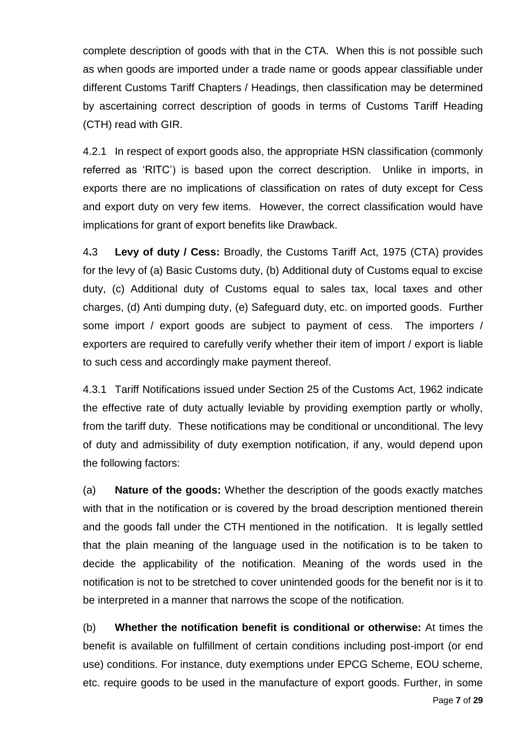complete description of goods with that in the CTA. When this is not possible such as when goods are imported under a trade name or goods appear classifiable under different Customs Tariff Chapters / Headings, then classification may be determined by ascertaining correct description of goods in terms of Customs Tariff Heading (CTH) read with GIR.

4.2.1 In respect of export goods also, the appropriate HSN classification (commonly referred as 'RITC') is based upon the correct description. Unlike in imports, in exports there are no implications of classification on rates of duty except for Cess and export duty on very few items. However, the correct classification would have implications for grant of export benefits like Drawback.

4.3 **Levy of duty / Cess:** Broadly, the Customs Tariff Act, 1975 (CTA) provides for the levy of (a) Basic Customs duty, (b) Additional duty of Customs equal to excise duty, (c) Additional duty of Customs equal to sales tax, local taxes and other charges, (d) Anti dumping duty, (e) Safeguard duty, etc. on imported goods. Further some import / export goods are subject to payment of cess. The importers / exporters are required to carefully verify whether their item of import / export is liable to such cess and accordingly make payment thereof.

4.3.1 Tariff Notifications issued under Section 25 of the Customs Act, 1962 indicate the effective rate of duty actually leviable by providing exemption partly or wholly, from the tariff duty. These notifications may be conditional or unconditional. The levy of duty and admissibility of duty exemption notification, if any, would depend upon the following factors:

(a) **Nature of the goods:** Whether the description of the goods exactly matches with that in the notification or is covered by the broad description mentioned therein and the goods fall under the CTH mentioned in the notification. It is legally settled that the plain meaning of the language used in the notification is to be taken to decide the applicability of the notification. Meaning of the words used in the notification is not to be stretched to cover unintended goods for the benefit nor is it to be interpreted in a manner that narrows the scope of the notification.

(b) **Whether the notification benefit is conditional or otherwise:** At times the benefit is available on fulfillment of certain conditions including post-import (or end use) conditions. For instance, duty exemptions under EPCG Scheme, EOU scheme, etc. require goods to be used in the manufacture of export goods. Further, in some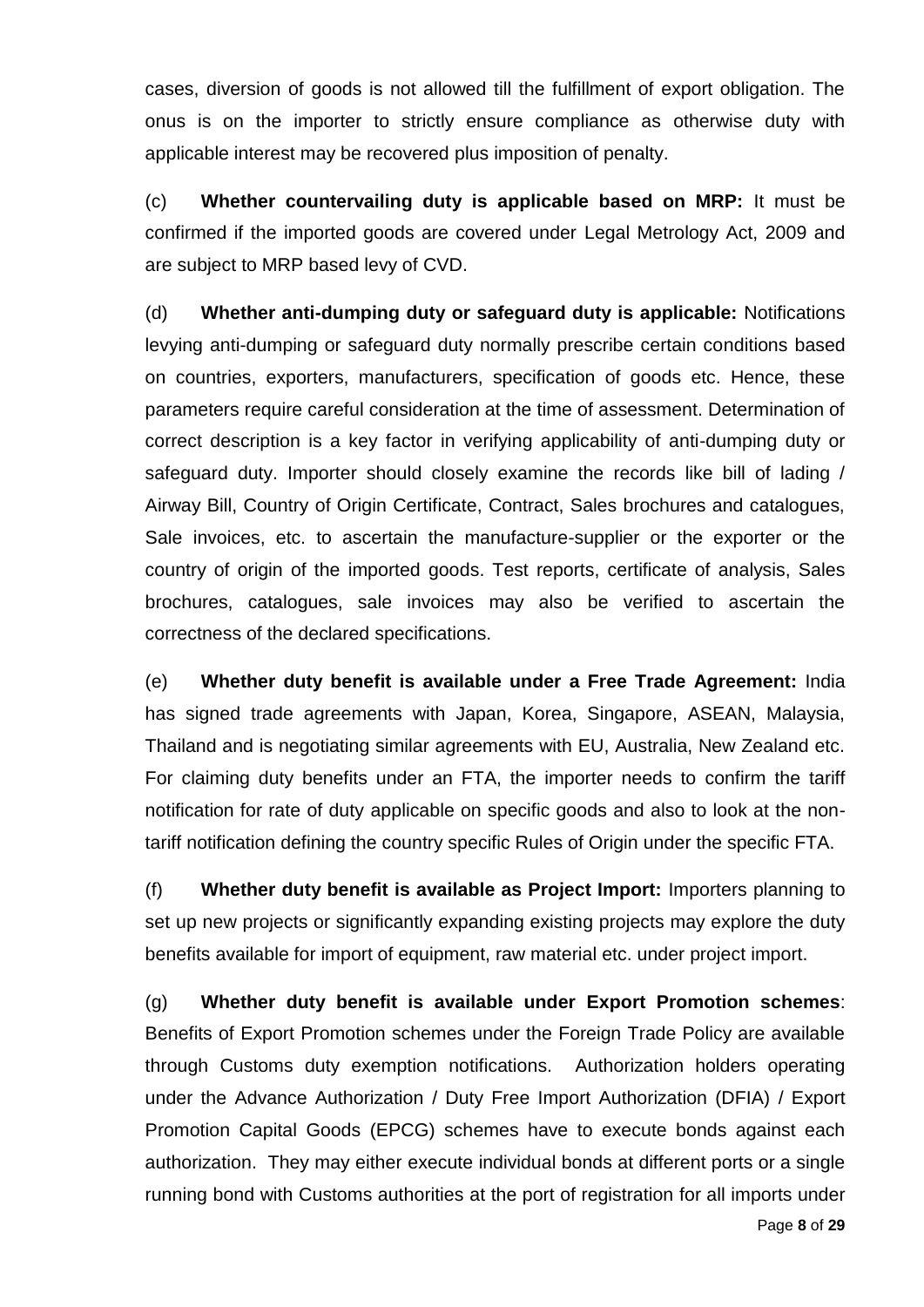cases, diversion of goods is not allowed till the fulfillment of export obligation. The onus is on the importer to strictly ensure compliance as otherwise duty with applicable interest may be recovered plus imposition of penalty.

(c) **Whether countervailing duty is applicable based on MRP:** It must be confirmed if the imported goods are covered under Legal Metrology Act, 2009 and are subject to MRP based levy of CVD.

(d) **Whether anti-dumping duty or safeguard duty is applicable:** Notifications levying anti-dumping or safeguard duty normally prescribe certain conditions based on countries, exporters, manufacturers, specification of goods etc. Hence, these parameters require careful consideration at the time of assessment. Determination of correct description is a key factor in verifying applicability of anti-dumping duty or safeguard duty. Importer should closely examine the records like bill of lading / Airway Bill, Country of Origin Certificate, Contract, Sales brochures and catalogues, Sale invoices, etc. to ascertain the manufacture-supplier or the exporter or the country of origin of the imported goods. Test reports, certificate of analysis, Sales brochures, catalogues, sale invoices may also be verified to ascertain the correctness of the declared specifications.

(e) **Whether duty benefit is available under a Free Trade Agreement:** India has signed trade agreements with Japan, Korea, Singapore, ASEAN, Malaysia, Thailand and is negotiating similar agreements with EU, Australia, New Zealand etc. For claiming duty benefits under an FTA, the importer needs to confirm the tariff notification for rate of duty applicable on specific goods and also to look at the non-tariff notification defining the country specific Rules of Origin under the specific FTA.

(f) **Whether duty benefit is available as Project Import:** Importers planning to set up new projects or significantly expanding existing projects may explore the duty benefits available for import of equipment, raw material etc. under project import.

(g) **Whether duty benefit is available under Export Promotion schemes**: Benefits of Export Promotion schemes under the Foreign Trade Policy are available through Customs duty exemption notifications. Authorization holders operating under the Advance Authorization / Duty Free Import Authorization (DFIA) / Export Promotion Capital Goods (EPCG) schemes have to execute bonds against each authorization. They may either execute individual bonds at different ports or a single running bond with Customs authorities at the port of registration for all imports under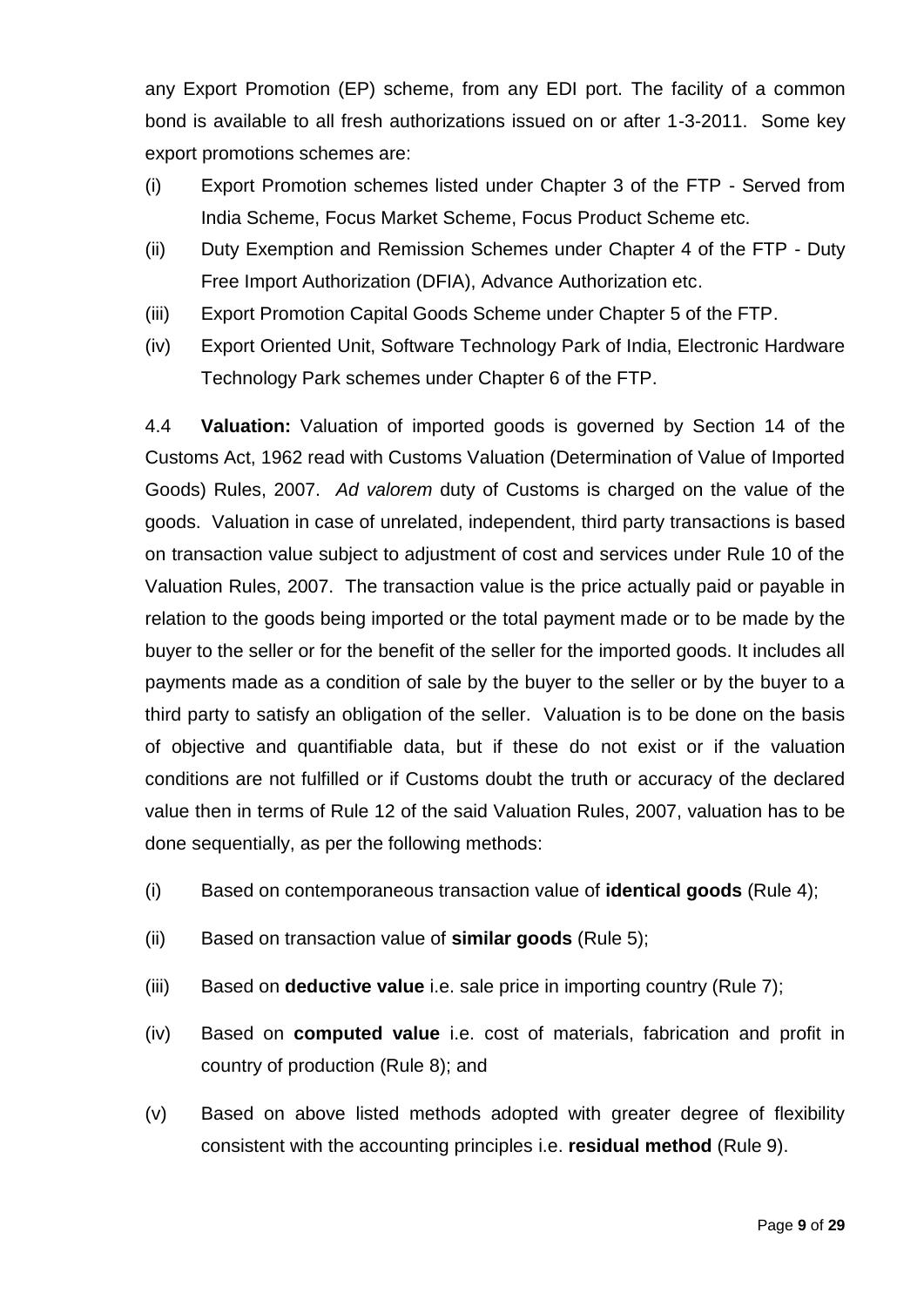any Export Promotion (EP) scheme, from any EDI port. The facility of a common bond is available to all fresh authorizations issued on or after 1-3-2011. Some key export promotions schemes are:

(i) Export Promotion schemes listed under Chapter 3 of the FTP - Served from India Scheme, Focus Market Scheme, Focus Product Scheme etc.

(ii) Duty Exemption and Remission Schemes under Chapter 4 of the FTP - Duty Free Import Authorization (DFIA), Advance Authorization etc.

(iii) Export Promotion Capital Goods Scheme under Chapter 5 of the FTP.

(iv) Export Oriented Unit, Software Technology Park of India, Electronic Hardware Technology Park schemes under Chapter 6 of the FTP.

4.4 **Valuation:** Valuation of imported goods is governed by Section 14 of the Customs Act, 1962 read with Customs Valuation (Determination of Value of Imported Goods) Rules, 2007. *Ad valorem* duty of Customs is charged on the value of the goods. Valuation in case of unrelated, independent, third party transactions is based on transaction value subject to adjustment of cost and services under Rule 10 of the Valuation Rules, 2007. The transaction value is the price actually paid or payable in relation to the goods being imported or the total payment made or to be made by the buyer to the seller or for the benefit of the seller for the imported goods. It includes all payments made as a condition of sale by the buyer to the seller or by the buyer to a third party to satisfy an obligation of the seller. Valuation is to be done on the basis of objective and quantifiable data, but if these do not exist or if the valuation conditions are not fulfilled or if Customs doubt the truth or accuracy of the declared value then in terms of Rule 12 of the said Valuation Rules, 2007, valuation has to be done sequentially, as per the following methods:

(i) Based on contemporaneous transaction value of **identical goods** (Rule 4);

(ii) Based on transaction value of **similar goods** (Rule 5);

(iii) Based on **deductive value** i.e. sale price in importing country (Rule 7);

(iv) Based on **computed value** i.e. cost of materials, fabrication and profit in country of production (Rule 8); and

(v) Based on above listed methods adopted with greater degree of flexibility consistent with the accounting principles i.e. **residual method** (Rule 9).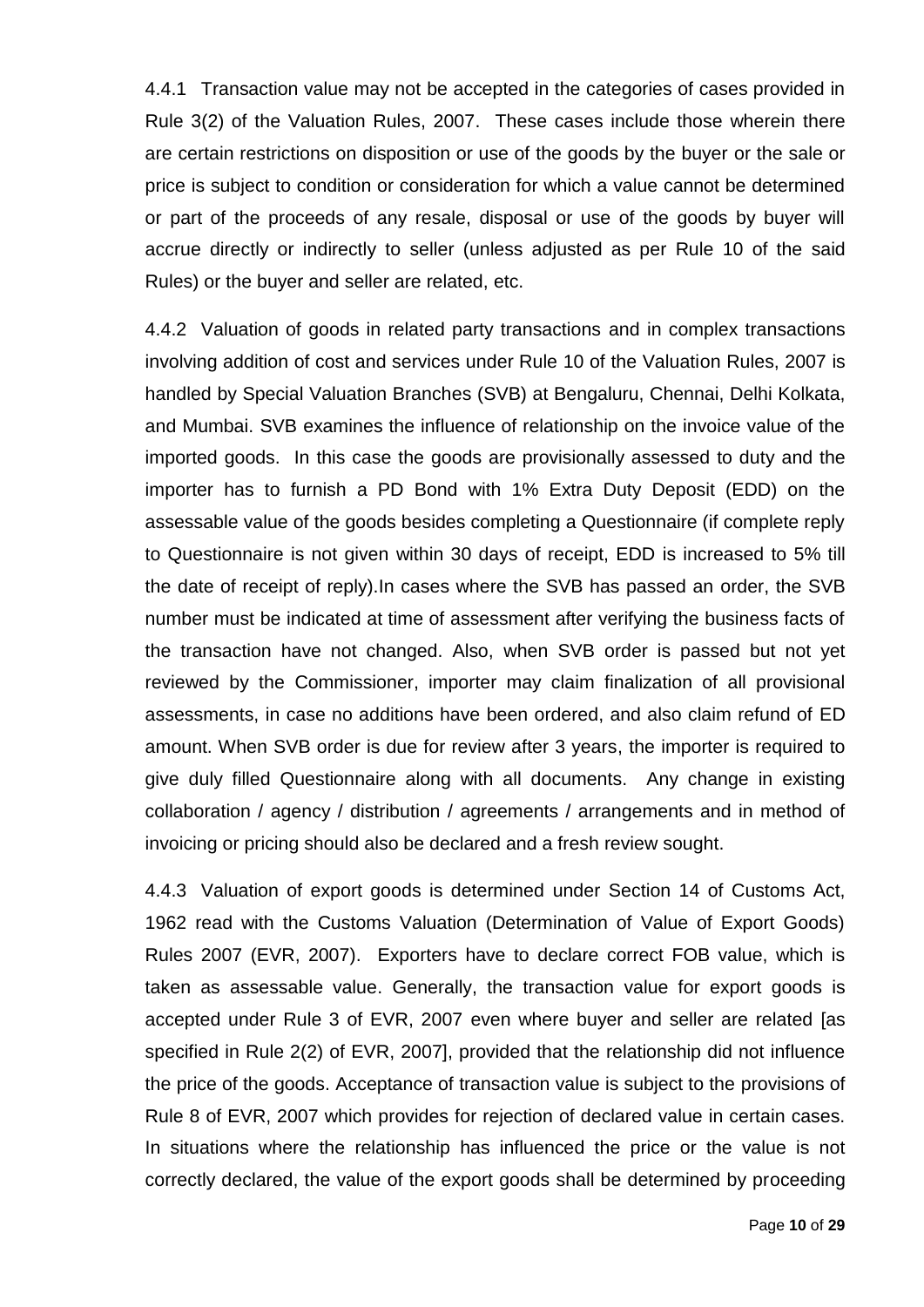4.4.1 Transaction value may not be accepted in the categories of cases provided in Rule 3(2) of the Valuation Rules, 2007. These cases include those wherein there are certain restrictions on disposition or use of the goods by the buyer or the sale or price is subject to condition or consideration for which a value cannot be determined or part of the proceeds of any resale, disposal or use of the goods by buyer will accrue directly or indirectly to seller (unless adjusted as per Rule 10 of the said Rules) or the buyer and seller are related, etc.

4.4.2 Valuation of goods in related party transactions and in complex transactions involving addition of cost and services under Rule 10 of the Valuation Rules, 2007 is handled by Special Valuation Branches (SVB) at Bengaluru, Chennai, Delhi Kolkata, and Mumbai. SVB examines the influence of relationship on the invoice value of the imported goods. In this case the goods are provisionally assessed to duty and the importer has to furnish a PD Bond with 1% Extra Duty Deposit (EDD) on the assessable value of the goods besides completing a Questionnaire (if complete reply to Questionnaire is not given within 30 days of receipt, EDD is increased to 5% till the date of receipt of reply).In cases where the SVB has passed an order, the SVB number must be indicated at time of assessment after verifying the business facts of the transaction have not changed. Also, when SVB order is passed but not yet reviewed by the Commissioner, importer may claim finalization of all provisional assessments, in case no additions have been ordered, and also claim refund of ED amount. When SVB order is due for review after 3 years, the importer is required to give duly filled Questionnaire along with all documents. Any change in existing collaboration / agency / distribution / agreements / arrangements and in method of invoicing or pricing should also be declared and a fresh review sought.

4.4.3 Valuation of export goods is determined under Section 14 of Customs Act, 1962 read with the Customs Valuation (Determination of Value of Export Goods) Rules 2007 (EVR, 2007). Exporters have to declare correct FOB value, which is taken as assessable value. Generally, the transaction value for export goods is accepted under Rule 3 of EVR, 2007 even where buyer and seller are related [as specified in Rule 2(2) of EVR, 2007], provided that the relationship did not influence the price of the goods. Acceptance of transaction value is subject to the provisions of Rule 8 of EVR, 2007 which provides for rejection of declared value in certain cases. In situations where the relationship has influenced the price or the value is not correctly declared, the value of the export goods shall be determined by proceeding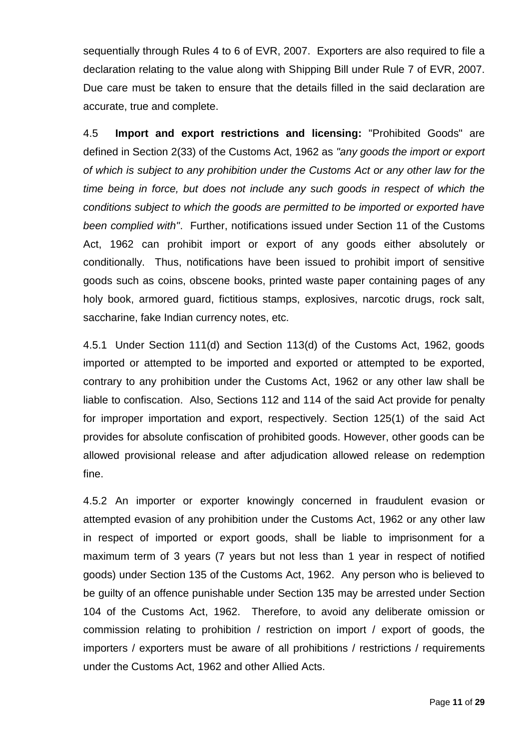sequentially through Rules 4 to 6 of EVR, 2007. Exporters are also required to file a declaration relating to the value along with Shipping Bill under Rule 7 of EVR, 2007. Due care must be taken to ensure that the details filled in the said declaration are accurate, true and complete.

4.5 **Import and export restrictions and licensing:** "Prohibited Goods" are defined in Section 2(33) of the Customs Act, 1962 as *"any goods the import or export of which is subject to any prohibition under the Customs Act or any other law for the time being in force, but does not include any such goods in respect of which the conditions subject to which the goods are permitted to be imported or exported have been complied with"*. Further, notifications issued under Section 11 of the Customs Act, 1962 can prohibit import or export of any goods either absolutely or conditionally. Thus, notifications have been issued to prohibit import of sensitive goods such as coins, obscene books, printed waste paper containing pages of any holy book, armored guard, fictitious stamps, explosives, narcotic drugs, rock salt, saccharine, fake Indian currency notes, etc.

4.5.1 Under Section 111(d) and Section 113(d) of the Customs Act, 1962, goods imported or attempted to be imported and exported or attempted to be exported, contrary to any prohibition under the Customs Act, 1962 or any other law shall be liable to confiscation. Also, Sections 112 and 114 of the said Act provide for penalty for improper importation and export, respectively. Section 125(1) of the said Act provides for absolute confiscation of prohibited goods. However, other goods can be allowed provisional release and after adjudication allowed release on redemption fine.

4.5.2 An importer or exporter knowingly concerned in fraudulent evasion or attempted evasion of any prohibition under the Customs Act, 1962 or any other law in respect of imported or export goods, shall be liable to imprisonment for a maximum term of 3 years (7 years but not less than 1 year in respect of notified goods) under Section 135 of the Customs Act, 1962. Any person who is believed to be guilty of an offence punishable under Section 135 may be arrested under Section 104 of the Customs Act, 1962. Therefore, to avoid any deliberate omission or commission relating to prohibition / restriction on import / export of goods, the importers / exporters must be aware of all prohibitions / restrictions / requirements under the Customs Act, 1962 and other Allied Acts.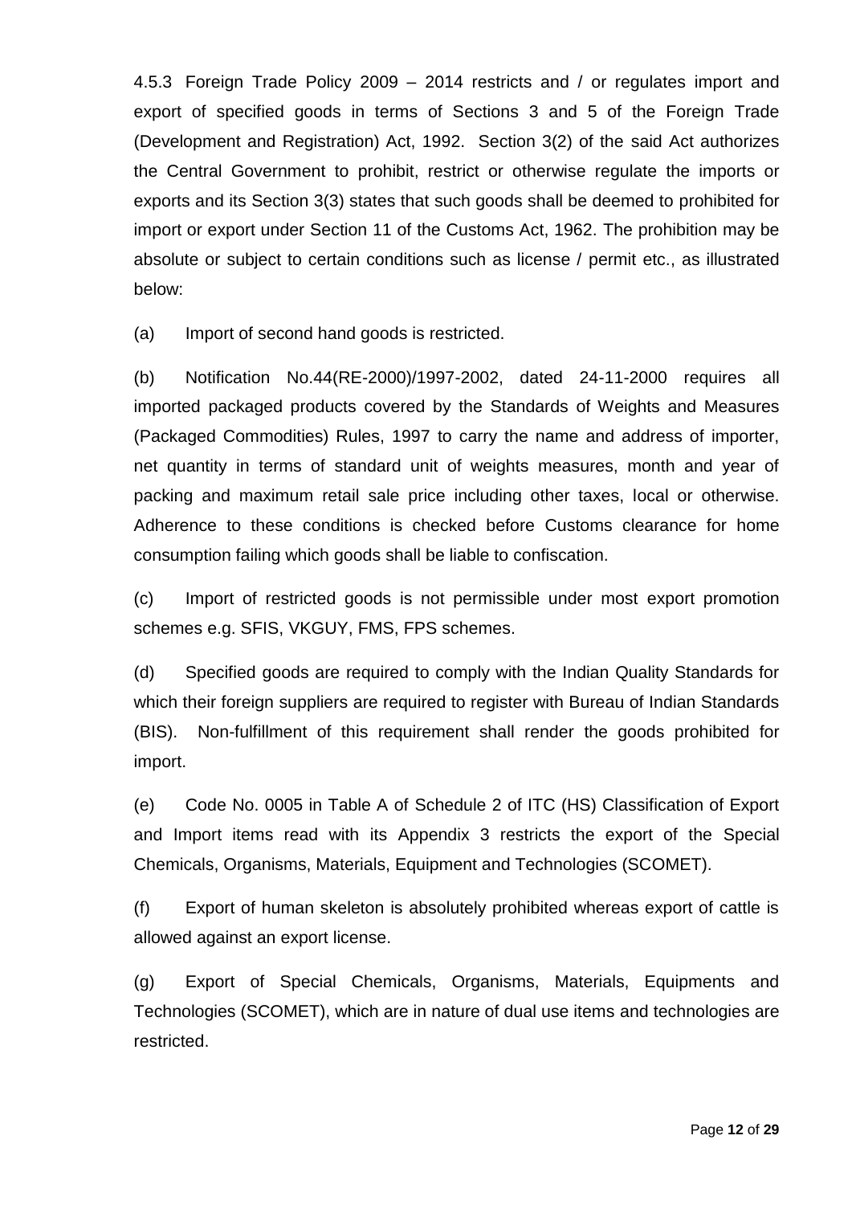4.5.3 Foreign Trade Policy 2009 – 2014 restricts and / or regulates import and export of specified goods in terms of Sections 3 and 5 of the Foreign Trade (Development and Registration) Act, 1992. Section 3(2) of the said Act authorizes the Central Government to prohibit, restrict or otherwise regulate the imports or exports and its Section 3(3) states that such goods shall be deemed to prohibited for import or export under Section 11 of the Customs Act, 1962. The prohibition may be absolute or subject to certain conditions such as license / permit etc., as illustrated below:

(a) Import of second hand goods is restricted.

(b) Notification No.44(RE-2000)/1997-2002, dated 24-11-2000 requires all imported packaged products covered by the Standards of Weights and Measures (Packaged Commodities) Rules, 1997 to carry the name and address of importer, net quantity in terms of standard unit of weights measures, month and year of packing and maximum retail sale price including other taxes, local or otherwise. Adherence to these conditions is checked before Customs clearance for home consumption failing which goods shall be liable to confiscation.

(c) Import of restricted goods is not permissible under most export promotion schemes e.g. SFIS, VKGUY, FMS, FPS schemes.

(d) Specified goods are required to comply with the Indian Quality Standards for which their foreign suppliers are required to register with Bureau of Indian Standards (BIS). Non-fulfillment of this requirement shall render the goods prohibited for import.

(e) Code No. 0005 in Table A of Schedule 2 of ITC (HS) Classification of Export and Import items read with its Appendix 3 restricts the export of the Special Chemicals, Organisms, Materials, Equipment and Technologies (SCOMET).

(f) Export of human skeleton is absolutely prohibited whereas export of cattle is allowed against an export license.

(g) Export of Special Chemicals, Organisms, Materials, Equipments and Technologies (SCOMET), which are in nature of dual use items and technologies are restricted.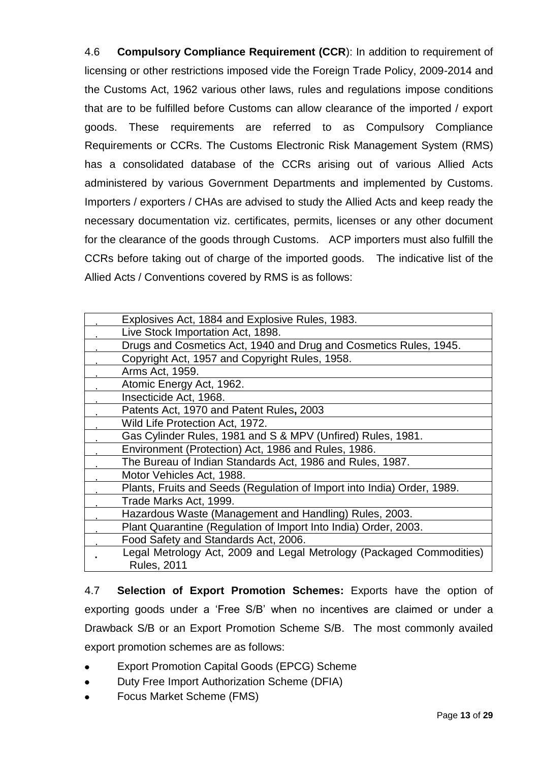4.6 **Compulsory Compliance Requirement (CCR**): In addition to requirement of licensing or other restrictions imposed vide the Foreign Trade Policy, 2009-2014 and the Customs Act, 1962 various other laws, rules and regulations impose conditions that are to be fulfilled before Customs can allow clearance of the imported / export goods. These requirements are referred to as Compulsory Compliance Requirements or CCRs. The Customs Electronic Risk Management System (RMS) has a consolidated database of the CCRs arising out of various Allied Acts administered by various Government Departments and implemented by Customs. Importers / exporters / CHAs are advised to study the Allied Acts and keep ready the necessary documentation viz. certificates, permits, licenses or any other document for the clearance of the goods through Customs. ACP importers must also fulfill the CCRs before taking out of charge of the imported goods. The indicative list of the Allied Acts / Conventions covered by RMS is as follows:

| | |
|---|---|
| . | Explosives Act, 1884 and Explosive Rules, 1983. |
| . | Live Stock Importation Act, 1898. |
| . | Drugs and Cosmetics Act, 1940 and Drug and Cosmetics Rules, 1945. |
| . | Copyright Act, 1957 and Copyright Rules, 1958. |
| . | Arms Act, 1959. |
| . | Atomic Energy Act, 1962. |
| . | Insecticide Act, 1968. |
| . | Patents Act, 1970 and Patent Rules**,** 2003 |
| . | Wild Life Protection Act, 1972. |
| . | Gas Cylinder Rules, 1981 and S & MPV (Unfired) Rules, 1981. |
| . | Environment (Protection) Act, 1986 and Rules, 1986. |
| . | The Bureau of Indian Standards Act, 1986 and Rules, 1987. |
| . | Motor Vehicles Act, 1988. |
| . | Plants, Fruits and Seeds (Regulation of Import into India) Order, 1989. |
| . | Trade Marks Act, 1999. |
| . | Hazardous Waste (Management and Handling) Rules, 2003. |
| . | Plant Quarantine (Regulation of Import Into India) Order, 2003. |
| . | Food Safety and Standards Act, 2006. |
| . | Legal Metrology Act, 2009 and Legal Metrology (Packaged Commodities) Rules, 2011 |

4.7 **Selection of Export Promotion Schemes:** Exports have the option of exporting goods under a 'Free S/B' when no incentives are claimed or under a Drawback S/B or an Export Promotion Scheme S/B. The most commonly availed export promotion schemes are as follows:

- Export Promotion Capital Goods (EPCG) Scheme
- Duty Free Import Authorization Scheme (DFIA)
- Focus Market Scheme (FMS)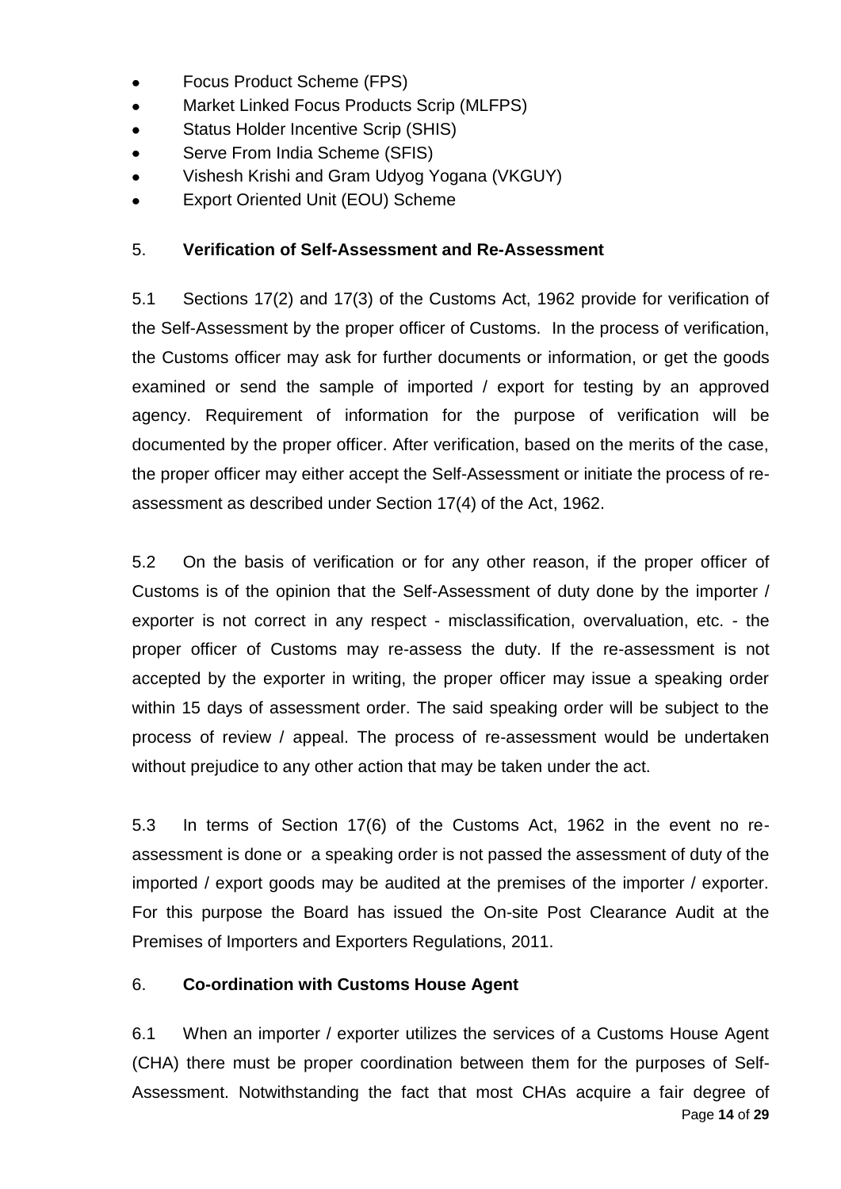- Focus Product Scheme (FPS)
- Market Linked Focus Products Scrip (MLFPS)
- Status Holder Incentive Scrip (SHIS)
- Serve From India Scheme (SFIS)
- Vishesh Krishi and Gram Udyog Yogana (VKGUY)
- Export Oriented Unit (EOU) Scheme

## 5. **Verification of Self-Assessment and Re-Assessment**

5.1 Sections 17(2) and 17(3) of the Customs Act, 1962 provide for verification of the Self-Assessment by the proper officer of Customs. In the process of verification, the Customs officer may ask for further documents or information, or get the goods examined or send the sample of imported / export for testing by an approved agency. Requirement of information for the purpose of verification will be documented by the proper officer. After verification, based on the merits of the case, the proper officer may either accept the Self-Assessment or initiate the process of re-assessment as described under Section 17(4) of the Act, 1962.

5.2 On the basis of verification or for any other reason, if the proper officer of Customs is of the opinion that the Self-Assessment of duty done by the importer / exporter is not correct in any respect - misclassification, overvaluation, etc. - the proper officer of Customs may re-assess the duty. If the re-assessment is not accepted by the exporter in writing, the proper officer may issue a speaking order within 15 days of assessment order. The said speaking order will be subject to the process of review / appeal. The process of re-assessment would be undertaken without prejudice to any other action that may be taken under the act.

5.3 In terms of Section 17(6) of the Customs Act, 1962 in the event no re-assessment is done or a speaking order is not passed the assessment of duty of the imported / export goods may be audited at the premises of the importer / exporter. For this purpose the Board has issued the On-site Post Clearance Audit at the Premises of Importers and Exporters Regulations, 2011.

## 6. **Co-ordination with Customs House Agent**

6.1 When an importer / exporter utilizes the services of a Customs House Agent (CHA) there must be proper coordination between them for the purposes of Self-Assessment. Notwithstanding the fact that most CHAs acquire a fair degree of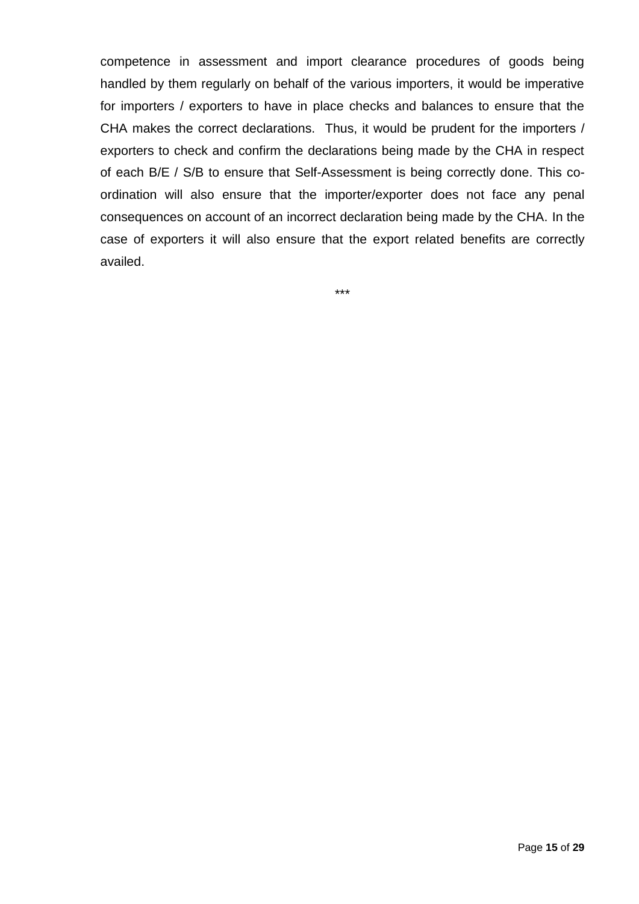competence in assessment and import clearance procedures of goods being handled by them regularly on behalf of the various importers, it would be imperative for importers / exporters to have in place checks and balances to ensure that the CHA makes the correct declarations. Thus, it would be prudent for the importers / exporters to check and confirm the declarations being made by the CHA in respect of each B/E / S/B to ensure that Self-Assessment is being correctly done. This co-ordination will also ensure that the importer/exporter does not face any penal consequences on account of an incorrect declaration being made by the CHA. In the case of exporters it will also ensure that the export related benefits are correctly availed.

***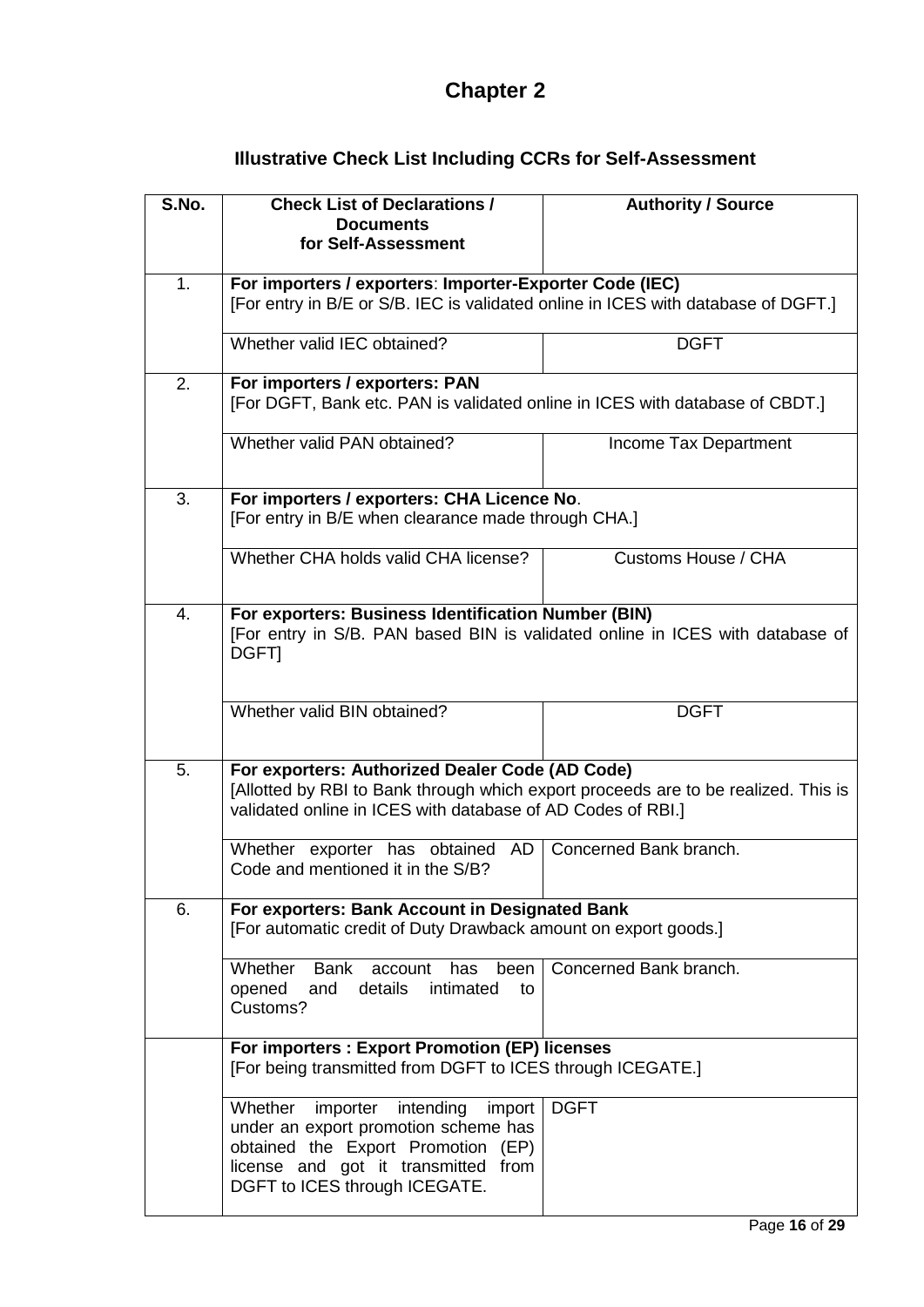# Chapter 2

## Illustrative Check List Including CCRs for Self-Assessment

| S.No. | Check List of Declarations / Documents for Self-Assessment | Authority / Source |
|---|---|---|
| 1. | **For importers / exporters**: **Importer-Exporter Code (IEC)** [For entry in B/E or S/B. IEC is validated online in ICES with database of DGFT.] | |
| | Whether valid IEC obtained? | DGFT |
| 2. | **For importers / exporters: PAN** [For DGFT, Bank etc. PAN is validated online in ICES with database of CBDT.] | |
| | Whether valid PAN obtained? | Income Tax Department |
| 3. | **For importers / exporters: CHA Licence No**. [For entry in B/E when clearance made through CHA.] | |
| | Whether CHA holds valid CHA license? | Customs House / CHA |
| 4. | **For exporters: Business Identification Number (BIN)** [For entry in S/B. PAN based BIN is validated online in ICES with database of DGFT] | |
| | Whether valid BIN obtained? | DGFT |
| 5. | **For exporters: Authorized Dealer Code (AD Code)** [Allotted by RBI to Bank through which export proceeds are to be realized. This is validated online in ICES with database of AD Codes of RBI.] | |
| | Whether exporter has obtained AD Code and mentioned it in the S/B? | Concerned Bank branch. |
| 6. | **For exporters: Bank Account in Designated Bank** [For automatic credit of Duty Drawback amount on export goods.] | |
| | Whether Bank account has been opened and details intimated to Customs? | Concerned Bank branch. |
| | **For importers : Export Promotion (EP) licenses** [For being transmitted from DGFT to ICES through ICEGATE.] | |
| | Whether importer intending import under an export promotion scheme has obtained the Export Promotion (EP) license and got it transmitted from DGFT to ICES through ICEGATE. | DGFT |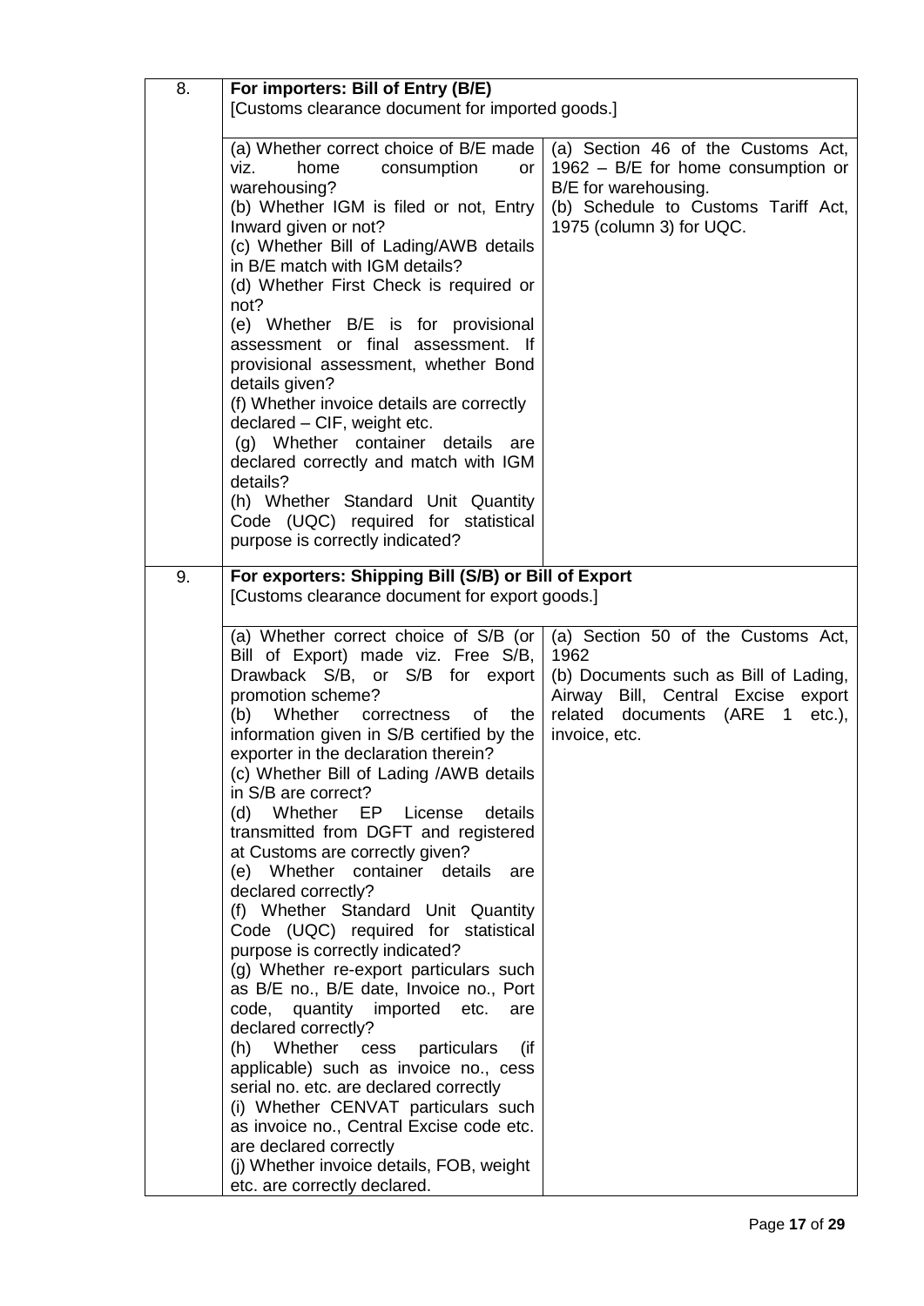| | | |
|---|---|---|
| 8. | **For importers: Bill of Entry (B/E)**<br>[Customs clearance document for imported goods.] | |
| | (a) Whether correct choice of B/E made viz. home consumption or warehousing?<br>(b) Whether IGM is filed or not, Entry Inward given or not?<br>(c) Whether Bill of Lading/AWB details in B/E match with IGM details?<br>(d) Whether First Check is required or not?<br>(e) Whether B/E is for provisional assessment or final assessment. If provisional assessment, whether Bond details given?<br>(f) Whether invoice details are correctly declared – CIF, weight etc.<br>(g) Whether container details are declared correctly and match with IGM details?<br>(h) Whether Standard Unit Quantity Code (UQC) required for statistical purpose is correctly indicated? | (a) Section 46 of the Customs Act, 1962 – B/E for home consumption or B/E for warehousing.<br>(b) Schedule to Customs Tariff Act, 1975 (column 3) for UQC. |
| 9. | **For exporters: Shipping Bill (S/B) or Bill of Export**<br>[Customs clearance document for export goods.] | |
| | (a) Whether correct choice of S/B (or Bill of Export) made viz. Free S/B, Drawback S/B, or S/B for export promotion scheme?<br>(b) Whether correctness of the information given in S/B certified by the exporter in the declaration therein?<br>(c) Whether Bill of Lading /AWB details in S/B are correct?<br>(d) Whether EP License details transmitted from DGFT and registered at Customs are correctly given?<br>(e) Whether container details are declared correctly?<br>(f) Whether Standard Unit Quantity Code (UQC) required for statistical purpose is correctly indicated?<br>(g) Whether re-export particulars such as B/E no., B/E date, Invoice no., Port code, quantity imported etc. are declared correctly?<br>(h) Whether cess particulars (if applicable) such as invoice no., cess serial no. etc. are declared correctly<br>(i) Whether CENVAT particulars such as invoice no., Central Excise code etc. are declared correctly<br>(j) Whether invoice details, FOB, weight etc. are correctly declared. | (a) Section 50 of the Customs Act, 1962<br>(b) Documents such as Bill of Lading, Airway Bill, Central Excise export related documents (ARE 1 etc.), invoice, etc. |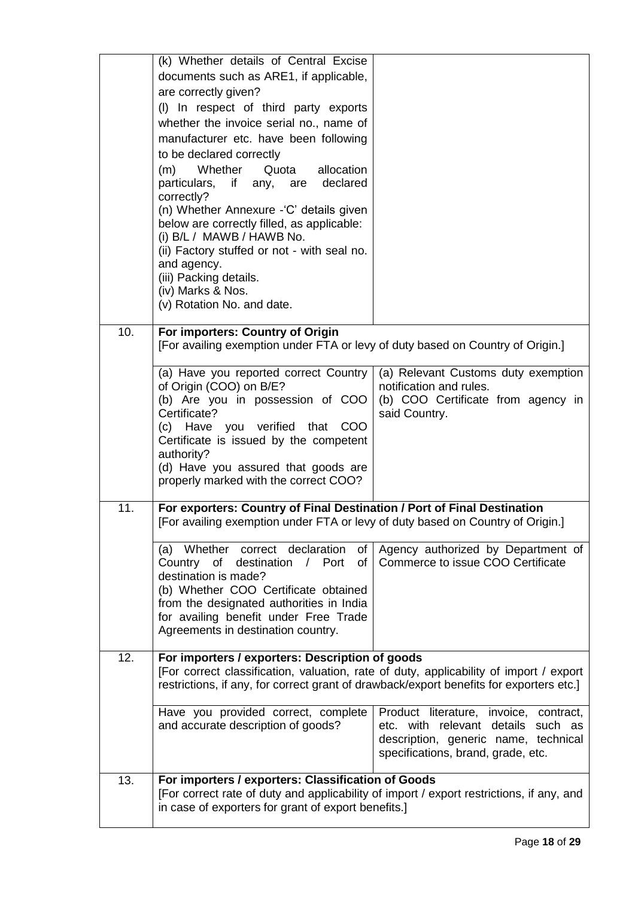| | | |
|---|---|---|
| | (k) Whether details of Central Excise documents such as ARE1, if applicable, are correctly given?<br>(l) In respect of third party exports whether the invoice serial no., name of manufacturer etc. have been following to be declared correctly<br>(m) Whether Quota allocation particulars, if any, are declared correctly?<br>(n) Whether Annexure -'C' details given below are correctly filled, as applicable:<br>(i) B/L / MAWB / HAWB No.<br>(ii) Factory stuffed or not - with seal no. and agency.<br>(iii) Packing details.<br>(iv) Marks & Nos.<br>(v) Rotation No. and date. | |
| 10. | **For importers: Country of Origin**<br>[For availing exemption under FTA or levy of duty based on Country of Origin.] | |
| | (a) Have you reported correct Country of Origin (COO) on B/E?<br>(b) Are you in possession of COO Certificate?<br>(c) Have you verified that COO Certificate is issued by the competent authority?<br>(d) Have you assured that goods are properly marked with the correct COO? | (a) Relevant Customs duty exemption notification and rules.<br>(b) COO Certificate from agency in said Country. |
| 11. | **For exporters: Country of Final Destination / Port of Final Destination**<br>[For availing exemption under FTA or levy of duty based on Country of Origin.] | |
| | (a) Whether correct declaration of Country of destination / Port of destination is made?<br>(b) Whether COO Certificate obtained from the designated authorities in India for availing benefit under Free Trade Agreements in destination country. | Agency authorized by Department of Commerce to issue COO Certificate |
| 12. | **For importers / exporters: Description of goods**<br>[For correct classification, valuation, rate of duty, applicability of import / export restrictions, if any, for correct grant of drawback/export benefits for exporters etc.] | |
| | Have you provided correct, complete and accurate description of goods? | Product literature, invoice, contract, etc. with relevant details such as description, generic name, technical specifications, brand, grade, etc. |
| 13. | **For importers / exporters: Classification of Goods**<br>[For correct rate of duty and applicability of import / export restrictions, if any, and in case of exporters for grant of export benefits.] | |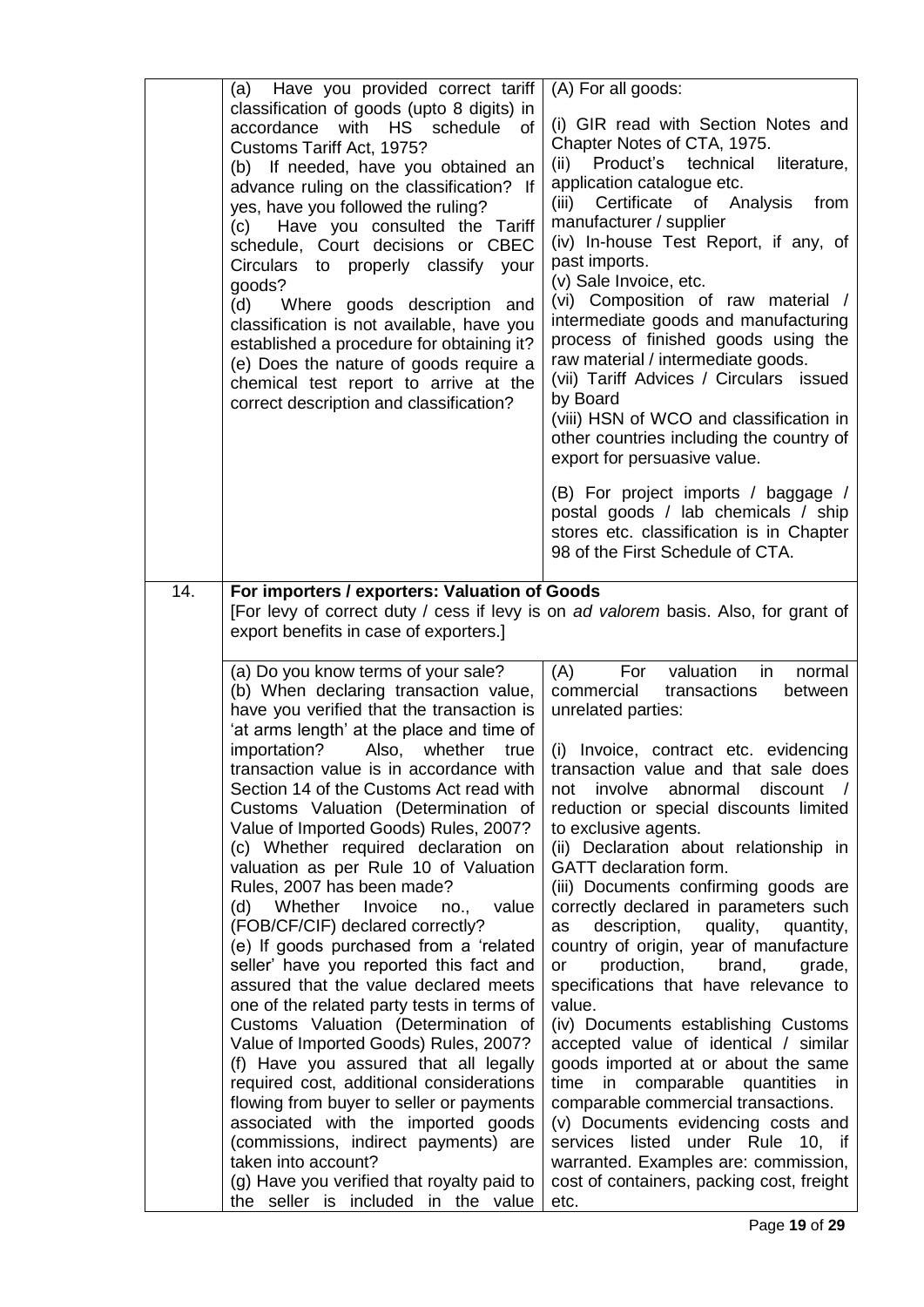| | | |
|---|---|---|
| | (a) Have you provided correct tariff classification of goods (upto 8 digits) in accordance with HS schedule of Customs Tariff Act, 1975?<br>(b) If needed, have you obtained an advance ruling on the classification? If yes, have you followed the ruling?<br>(c) Have you consulted the Tariff schedule, Court decisions or CBEC Circulars to properly classify your goods?<br>(d) Where goods description and classification is not available, have you established a procedure for obtaining it?<br>(e) Does the nature of goods require a chemical test report to arrive at the correct description and classification? | (A) For all goods:<br><br>(i) GIR read with Section Notes and Chapter Notes of CTA, 1975.<br>(ii) Product's technical literature, application catalogue etc.<br>(iii) Certificate of Analysis from manufacturer / supplier<br>(iv) In-house Test Report, if any, of past imports.<br>(v) Sale Invoice, etc.<br>(vi) Composition of raw material / intermediate goods and manufacturing process of finished goods using the raw material / intermediate goods.<br>(vii) Tariff Advices / Circulars issued by Board<br>(viii) HSN of WCO and classification in other countries including the country of export for persuasive value.<br><br>(B) For project imports / baggage / postal goods / lab chemicals / ship stores etc. classification is in Chapter 98 of the First Schedule of CTA. |
| 14. | **For importers / exporters: Valuation of Goods**<br>[For levy of correct duty / cess if levy is on *ad valorem* basis. Also, for grant of export benefits in case of exporters.] | |
| | (a) Do you know terms of your sale?<br>(b) When declaring transaction value, have you verified that the transaction is 'at arms length' at the place and time of importation? Also, whether true transaction value is in accordance with Section 14 of the Customs Act read with Customs Valuation (Determination of Value of Imported Goods) Rules, 2007?<br>(c) Whether required declaration on valuation as per Rule 10 of Valuation Rules, 2007 has been made?<br>(d) Whether Invoice no., value (FOB/CF/CIF) declared correctly?<br>(e) If goods purchased from a 'related seller' have you reported this fact and assured that the value declared meets one of the related party tests in terms of Customs Valuation (Determination of Value of Imported Goods) Rules, 2007?<br>(f) Have you assured that all legally required cost, additional considerations flowing from buyer to seller or payments associated with the imported goods (commissions, indirect payments) are taken into account?<br>(g) Have you verified that royalty paid to the seller is included in the value | (A) For valuation in normal commercial transactions between unrelated parties:<br><br>(i) Invoice, contract etc. evidencing transaction value and that sale does not involve abnormal discount / reduction or special discounts limited to exclusive agents.<br>(ii) Declaration about relationship in GATT declaration form.<br>(iii) Documents confirming goods are correctly declared in parameters such as description, quality, quantity, country of origin, year of manufacture or production, brand, grade, specifications that have relevance to value.<br>(iv) Documents establishing Customs accepted value of identical / similar goods imported at or about the same time in comparable quantities in comparable commercial transactions.<br>(v) Documents evidencing costs and services listed under Rule 10, if warranted. Examples are: commission, cost of containers, packing cost, freight etc. |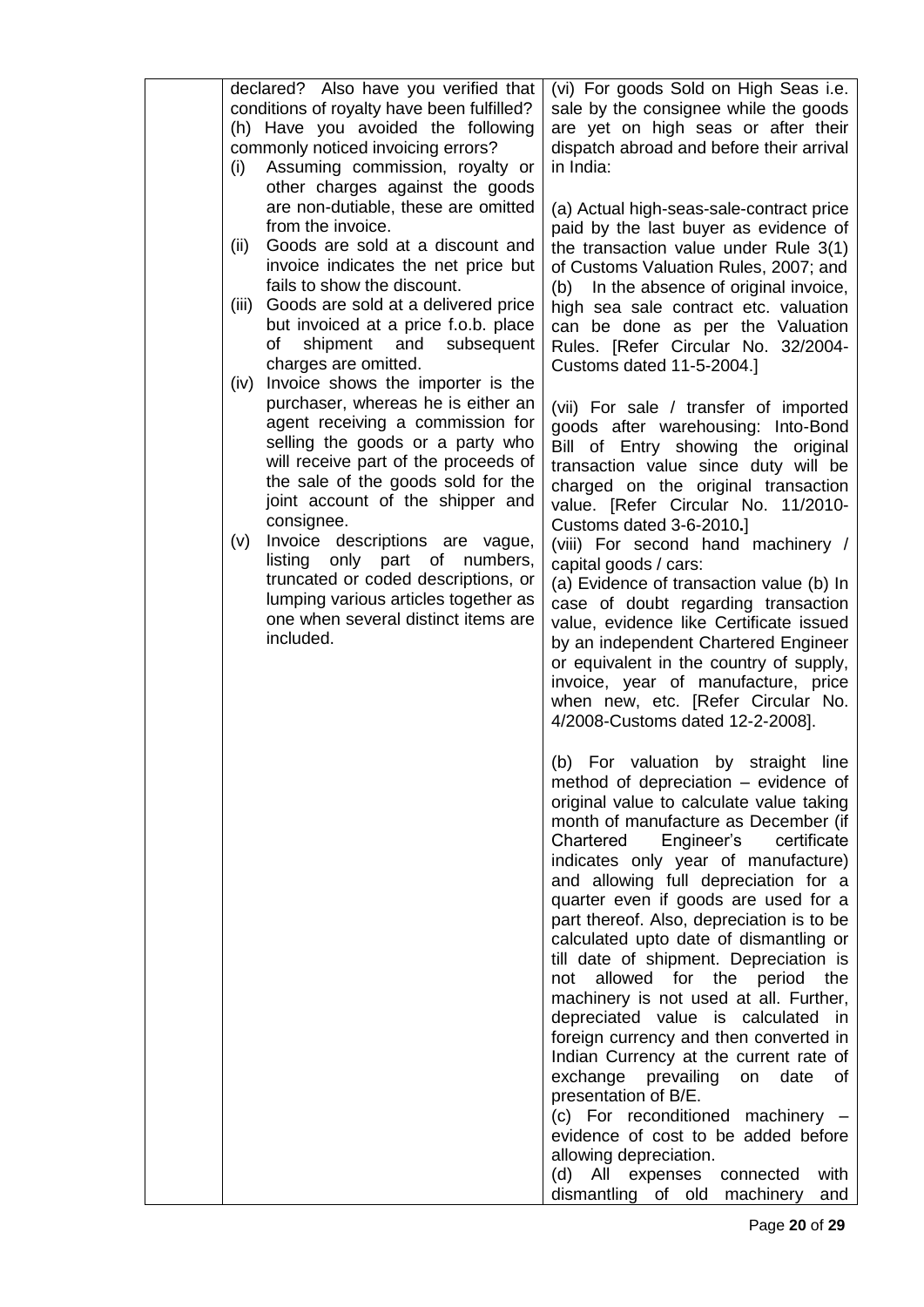| | | |
|---|---|---|
| | declared? Also have you verified that conditions of royalty have been fulfilled?<br>(h) Have you avoided the following commonly noticed invoicing errors?<br>(i) Assuming commission, royalty or other charges against the goods are non-dutiable, these are omitted from the invoice.<br>(ii) Goods are sold at a discount and invoice indicates the net price but fails to show the discount.<br>(iii) Goods are sold at a delivered price but invoiced at a price f.o.b. place of shipment and subsequent charges are omitted.<br>(iv) Invoice shows the importer is the purchaser, whereas he is either an agent receiving a commission for selling the goods or a party who will receive part of the proceeds of the sale of the goods sold for the joint account of the shipper and consignee.<br>(v) Invoice descriptions are vague, listing only part of numbers, truncated or coded descriptions, or lumping various articles together as one when several distinct items are included. | (vi) For goods Sold on High Seas i.e. sale by the consignee while the goods are yet on high seas or after their dispatch abroad and before their arrival in India:<br><br>(a) Actual high-seas-sale-contract price paid by the last buyer as evidence of the transaction value under Rule 3(1) of Customs Valuation Rules, 2007; and<br>(b) In the absence of original invoice, high sea sale contract etc. valuation can be done as per the Valuation Rules. [Refer Circular No. 32/2004-Customs dated 11-5-2004.]<br><br>(vii) For sale / transfer of imported goods after warehousing: Into-Bond Bill of Entry showing the original transaction value since duty will be charged on the original transaction value. [Refer Circular No. 11/2010-Customs dated 3-6-2010.]<br>(viii) For second hand machinery / capital goods / cars:<br>(a) Evidence of transaction value (b) In case of doubt regarding transaction value, evidence like Certificate issued by an independent Chartered Engineer or equivalent in the country of supply, invoice, year of manufacture, price when new, etc. [Refer Circular No. 4/2008-Customs dated 12-2-2008].<br><br>(b) For valuation by straight line method of depreciation – evidence of original value to calculate value taking month of manufacture as December (if Chartered Engineer's certificate indicates only year of manufacture) and allowing full depreciation for a quarter even if goods are used for a part thereof. Also, depreciation is to be calculated upto date of dismantling or till date of shipment. Depreciation is not allowed for the period the machinery is not used at all. Further, depreciated value is calculated in foreign currency and then converted in Indian Currency at the current rate of exchange prevailing on date of presentation of B/E.<br>(c) For reconditioned machinery – evidence of cost to be added before allowing depreciation.<br>(d) All expenses connected with dismantling of old machinery and |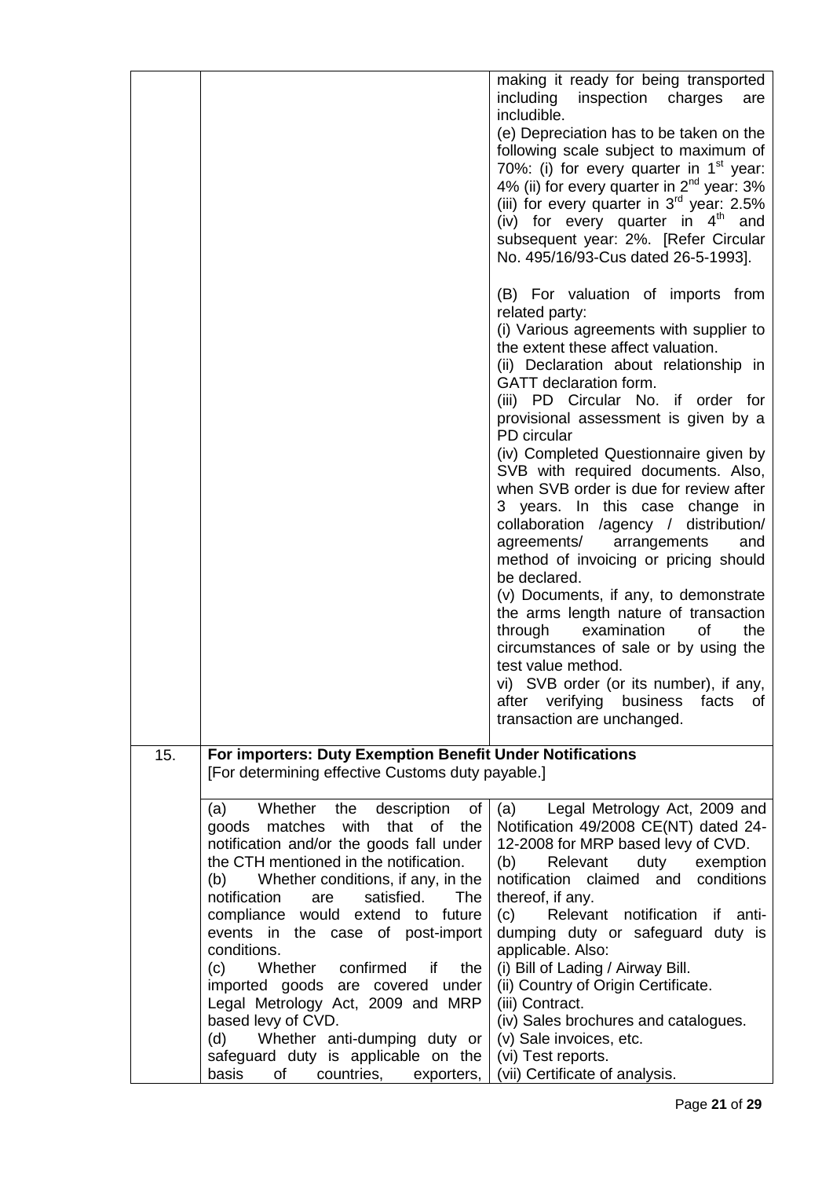| | | |
|---|---|---|
| | | making it ready for being transported including inspection charges are includible.<br>(e) Depreciation has to be taken on the following scale subject to maximum of 70%: (i) for every quarter in 1st year: 4% (ii) for every quarter in 2nd year: 3% (iii) for every quarter in 3rd year: 2.5% (iv) for every quarter in 4th and subsequent year: 2%. [Refer Circular No. 495/16/93-Cus dated 26-5-1993].<br><br>(B) For valuation of imports from related party:<br>(i) Various agreements with supplier to the extent these affect valuation.<br>(ii) Declaration about relationship in GATT declaration form.<br>(iii) PD Circular No. if order for provisional assessment is given by a PD circular<br>(iv) Completed Questionnaire given by SVB with required documents. Also, when SVB order is due for review after 3 years. In this case change in collaboration /agency / distribution/ agreements/ arrangements and method of invoicing or pricing should be declared.<br>(v) Documents, if any, to demonstrate the arms length nature of transaction through examination of the circumstances of sale or by using the test value method.<br>vi) SVB order (or its number), if any, after verifying business facts of transaction are unchanged. |
| 15. | **For importers: Duty Exemption Benefit Under Notifications**<br>[For determining effective Customs duty payable.] | |
| | (a) Whether the description of goods matches with that of the notification and/or the goods fall under the CTH mentioned in the notification.<br>(b) Whether conditions, if any, in the notification are satisfied. The compliance would extend to future events in the case of post-import conditions.<br>(c) Whether confirmed if the imported goods are covered under Legal Metrology Act, 2009 and MRP based levy of CVD.<br>(d) Whether anti-dumping duty or safeguard duty is applicable on the basis of countries, exporters, | (a) Legal Metrology Act, 2009 and Notification 49/2008 CE(NT) dated 24-12-2008 for MRP based levy of CVD.<br>(b) Relevant duty exemption notification claimed and conditions thereof, if any.<br>(c) Relevant notification if anti-dumping duty or safeguard duty is applicable. Also:<br>(i) Bill of Lading / Airway Bill.<br>(ii) Country of Origin Certificate.<br>(iii) Contract.<br>(iv) Sales brochures and catalogues.<br>(v) Sale invoices, etc.<br>(vi) Test reports.<br>(vii) Certificate of analysis. |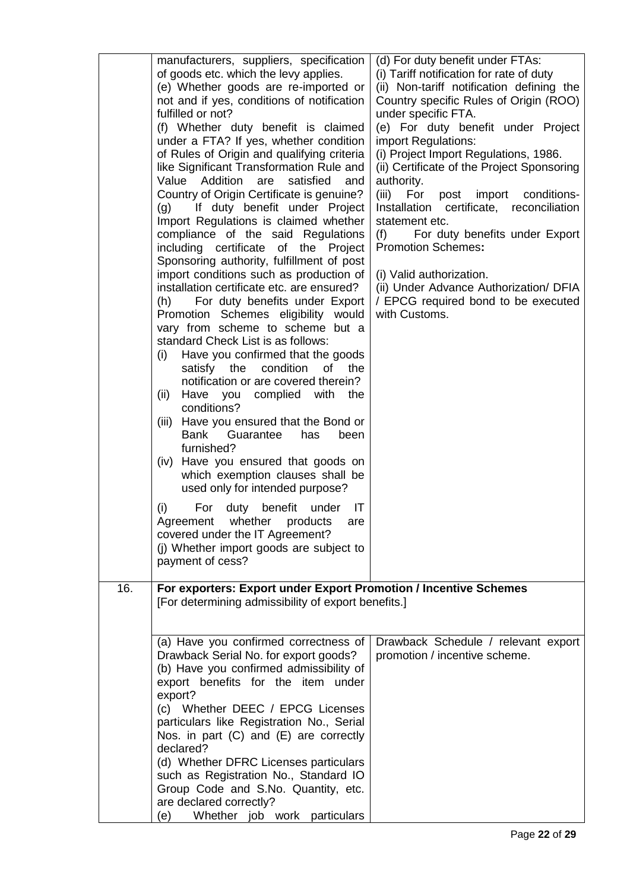| | | |
|---|---|---|
| | manufacturers, suppliers, specification of goods etc. which the levy applies.<br>(e) Whether goods are re-imported or not and if yes, conditions of notification fulfilled or not?<br>(f) Whether duty benefit is claimed under a FTA? If yes, whether condition of Rules of Origin and qualifying criteria like Significant Transformation Rule and Value Addition are satisfied and Country of Origin Certificate is genuine?<br>(g) If duty benefit under Project Import Regulations is claimed whether compliance of the said Regulations including certificate of the Project Sponsoring authority, fulfillment of post import conditions such as production of installation certificate etc. are ensured?<br>(h) For duty benefits under Export Promotion Schemes eligibility would vary from scheme to scheme but a standard Check List is as follows:<br>(i) Have you confirmed that the goods satisfy the condition of the notification or are covered therein?<br>(ii) Have you complied with the conditions?<br>(iii) Have you ensured that the Bond or Bank Guarantee has been furnished?<br>(iv) Have you ensured that goods on which exemption clauses shall be used only for intended purpose?<br>(i) For duty benefit under IT Agreement whether products are covered under the IT Agreement?<br>(j) Whether import goods are subject to payment of cess? | (d) For duty benefit under FTAs:<br>(i) Tariff notification for rate of duty<br>(ii) Non-tariff notification defining the Country specific Rules of Origin (ROO) under specific FTA.<br>(e) For duty benefit under Project import Regulations:<br>(i) Project Import Regulations, 1986.<br>(ii) Certificate of the Project Sponsoring authority.<br>(iii) For post import conditions- Installation certificate, reconciliation statement etc.<br>(f) For duty benefits under Export Promotion Schemes**:**<br>(i) Valid authorization.<br>(ii) Under Advance Authorization/ DFIA / EPCG required bond to be executed with Customs. |
| 16. | **For exporters: Export under Export Promotion / Incentive Schemes**<br>[For determining admissibility of export benefits.] | |
| | (a) Have you confirmed correctness of Drawback Serial No. for export goods?<br>(b) Have you confirmed admissibility of export benefits for the item under export?<br>(c) Whether DEEC / EPCG Licenses particulars like Registration No., Serial Nos. in part (C) and (E) are correctly declared?<br>(d) Whether DFRC Licenses particulars such as Registration No., Standard IO Group Code and S.No. Quantity, etc. are declared correctly?<br>(e) Whether job work particulars | Drawback Schedule / relevant export promotion / incentive scheme. |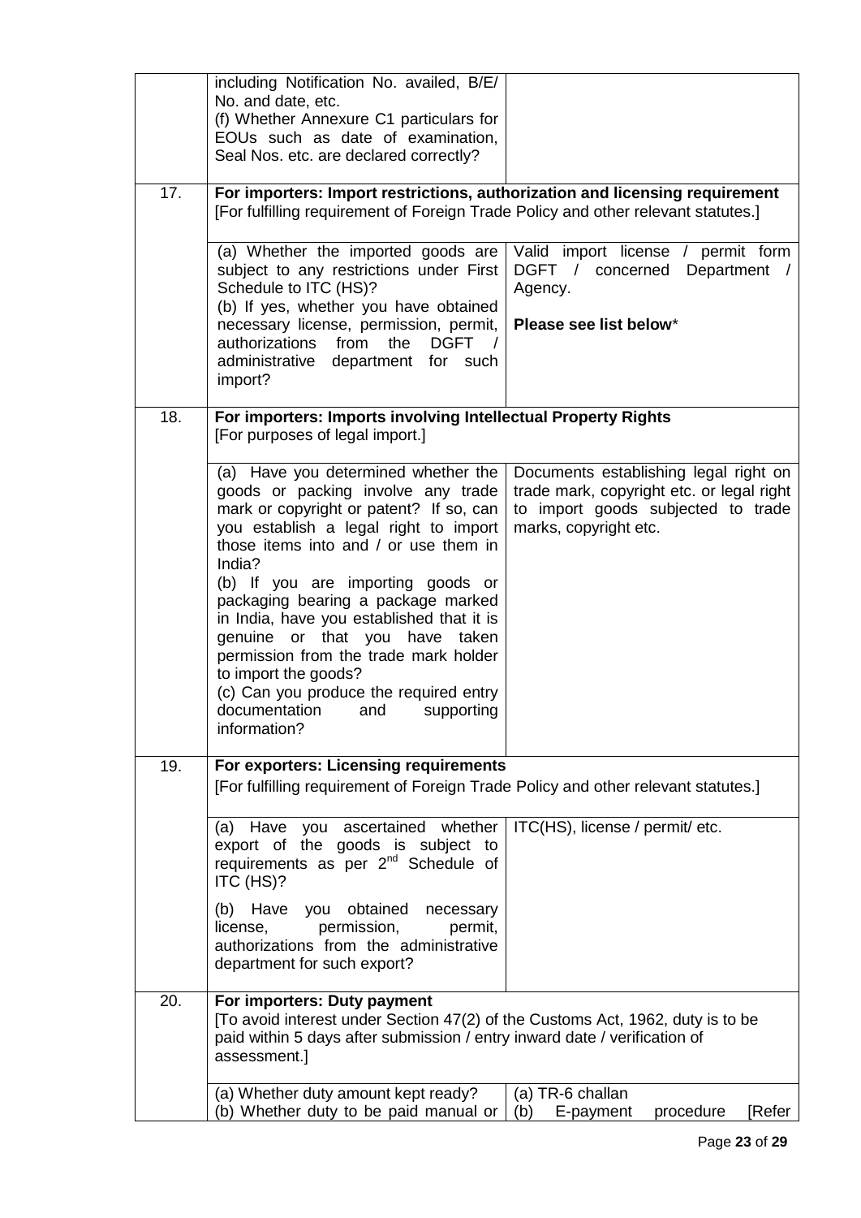| | | |
|---|---|---|
| | including Notification No. availed, B/E/ No. and date, etc.<br>(f) Whether Annexure C1 particulars for EOUs such as date of examination, Seal Nos. etc. are declared correctly? | |
| 17. | **For importers: Import restrictions, authorization and licensing requirement**<br>[For fulfilling requirement of Foreign Trade Policy and other relevant statutes.] | |
| | (a) Whether the imported goods are subject to any restrictions under First Schedule to ITC (HS)?<br>(b) If yes, whether you have obtained necessary license, permission, permit, authorizations from the DGFT / administrative department for such import? | Valid import license / permit form DGFT / concerned Department / Agency.<br><br>**Please see list below***  |
| 18. | **For importers: Imports involving Intellectual Property Rights**<br>[For purposes of legal import.] | |
| | (a) Have you determined whether the goods or packing involve any trade mark or copyright or patent? If so, can you establish a legal right to import those items into and / or use them in India?<br>(b) If you are importing goods or packaging bearing a package marked in India, have you established that it is genuine or that you have taken permission from the trade mark holder to import the goods?<br>(c) Can you produce the required entry documentation and supporting information? | Documents establishing legal right on trade mark, copyright etc. or legal right to import goods subjected to trade marks, copyright etc. |
| 19. | **For exporters: Licensing requirements**<br>[For fulfilling requirement of Foreign Trade Policy and other relevant statutes.] | |
| | (a) Have you ascertained whether export of the goods is subject to requirements as per 2nd Schedule of ITC (HS)?<br><br>(b) Have you obtained necessary license, permission, permit, authorizations from the administrative department for such export? | ITC(HS), license / permit/ etc. |
| 20. | **For importers: Duty payment**<br>[To avoid interest under Section 47(2) of the Customs Act, 1962, duty is to be paid within 5 days after submission / entry inward date / verification of assessment.] | |
| | (a) Whether duty amount kept ready?<br>(b) Whether duty to be paid manual or | (a) TR-6 challan<br>(b) E-payment procedure [Refer |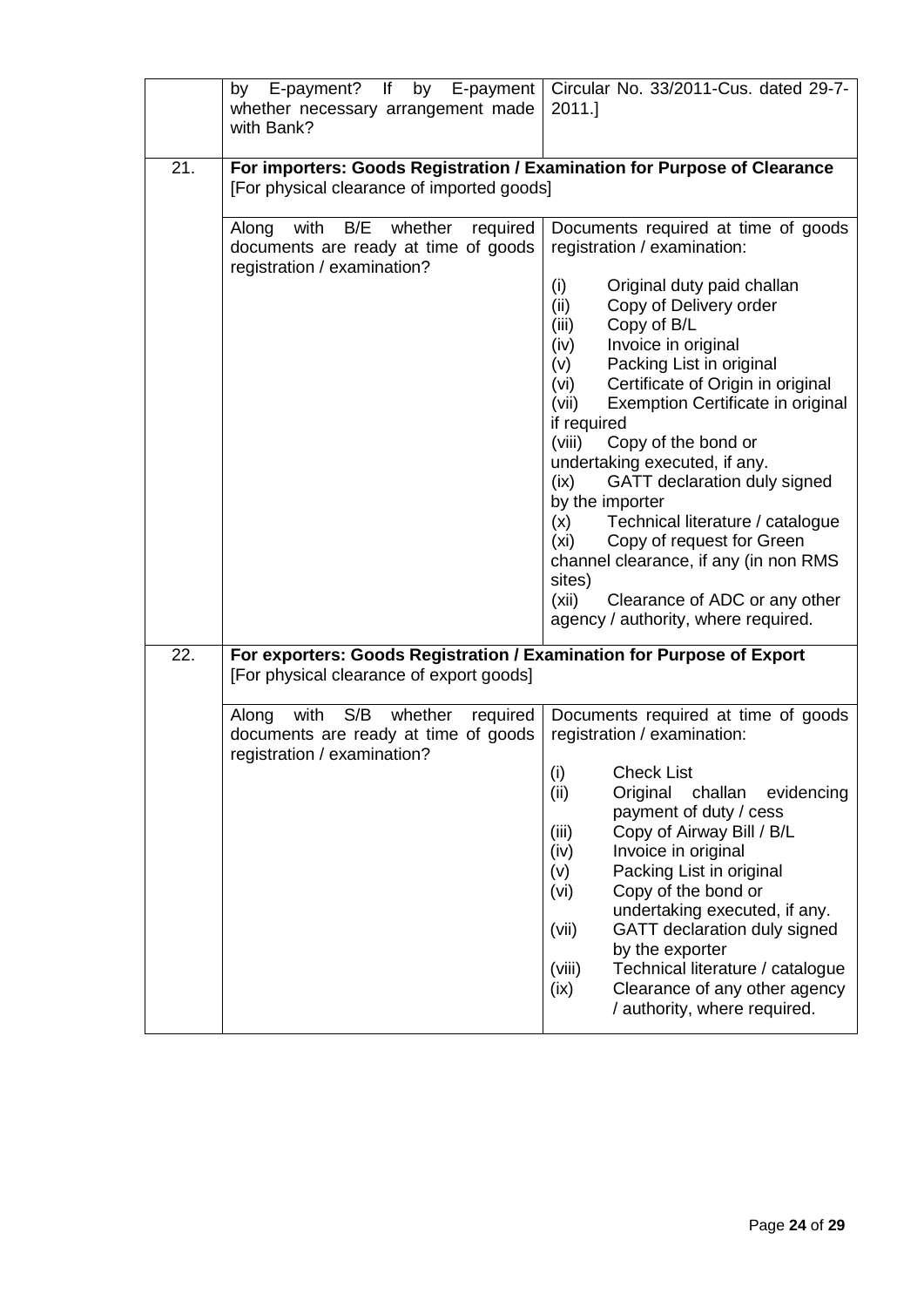| | | |
|---|---|---|
| | by E-payment? If by E-payment whether necessary arrangement made with Bank? | Circular No. 33/2011-Cus. dated 29-7-2011.] |
| 21. | **For importers: Goods Registration / Examination for Purpose of Clearance** [For physical clearance of imported goods] | |
| | Along with B/E whether required documents are ready at time of goods registration / examination? | Documents required at time of goods registration / examination:<br><br>(i) Original duty paid challan<br>(ii) Copy of Delivery order<br>(iii) Copy of B/L<br>(iv) Invoice in original<br>(v) Packing List in original<br>(vi) Certificate of Origin in original<br>(vii) Exemption Certificate in original if required<br>(viii) Copy of the bond or undertaking executed, if any.<br>(ix) GATT declaration duly signed by the importer<br>(x) Technical literature / catalogue<br>(xi) Copy of request for Green channel clearance, if any (in non RMS sites)<br>(xii) Clearance of ADC or any other agency / authority, where required. |
| 22. | **For exporters: Goods Registration / Examination for Purpose of Export** [For physical clearance of export goods] | |
| | Along with S/B whether required documents are ready at time of goods registration / examination? | Documents required at time of goods registration / examination:<br><br>(i) Check List<br>(ii) Original challan evidencing payment of duty / cess<br>(iii) Copy of Airway Bill / B/L<br>(iv) Invoice in original<br>(v) Packing List in original<br>(vi) Copy of the bond or undertaking executed, if any.<br>(vii) GATT declaration duly signed by the exporter<br>(viii) Technical literature / catalogue<br>(ix) Clearance of any other agency / authority, where required. |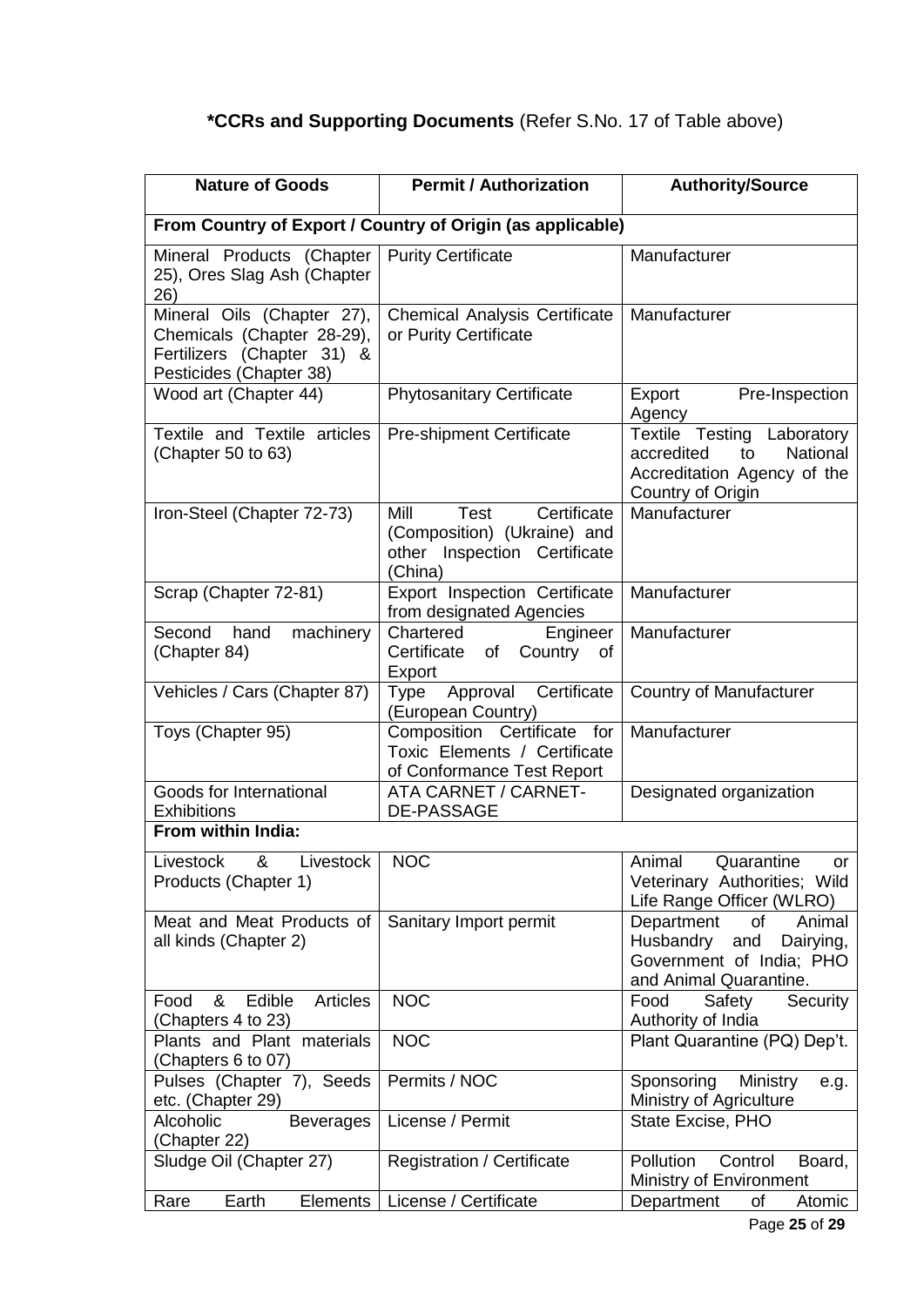## ***CCRs and Supporting Documents** (Refer S.No. 17 of Table above)

| Nature of Goods | Permit / Authorization | Authority/Source |
|---|---|---|
| **From Country of Export / Country of Origin (as applicable)** | | |
| Mineral Products (Chapter 25), Ores Slag Ash (Chapter 26) | Purity Certificate | Manufacturer |
| Mineral Oils (Chapter 27), Chemicals (Chapter 28-29), Fertilizers (Chapter 31) & Pesticides (Chapter 38) | Chemical Analysis Certificate or Purity Certificate | Manufacturer |
| Wood art (Chapter 44) | Phytosanitary Certificate | Export Pre-Inspection Agency |
| Textile and Textile articles (Chapter 50 to 63) | Pre-shipment Certificate | Textile Testing Laboratory accredited to National Accreditation Agency of the Country of Origin |
| Iron-Steel (Chapter 72-73) | Mill Test Certificate (Composition) (Ukraine) and other Inspection Certificate (China) | Manufacturer |
| Scrap (Chapter 72-81) | Export Inspection Certificate from designated Agencies | Manufacturer |
| Second hand machinery (Chapter 84) | Chartered Engineer Certificate of Country of Export | Manufacturer |
| Vehicles / Cars (Chapter 87) | Type Approval Certificate (European Country) | Country of Manufacturer |
| Toys (Chapter 95) | Composition Certificate for Toxic Elements / Certificate of Conformance Test Report | Manufacturer |
| Goods for International Exhibitions | ATA CARNET / CARNET-DE-PASSAGE | Designated organization |
| **From within India:** | | |
| Livestock & Livestock Products (Chapter 1) | NOC | Animal Quarantine or Veterinary Authorities; Wild Life Range Officer (WLRO) |
| Meat and Meat Products of all kinds (Chapter 2) | Sanitary Import permit | Department of Animal Husbandry and Dairying, Government of India; PHO and Animal Quarantine. |
| Food & Edible Articles (Chapters 4 to 23) | NOC | Food Safety Security Authority of India |
| Plants and Plant materials (Chapters 6 to 07) | NOC | Plant Quarantine (PQ) Dep't. |
| Pulses (Chapter 7), Seeds etc. (Chapter 29) | Permits / NOC | Sponsoring Ministry e.g. Ministry of Agriculture |
| Alcoholic Beverages (Chapter 22) | License / Permit | State Excise, PHO |
| Sludge Oil (Chapter 27) | Registration / Certificate | Pollution Control Board, Ministry of Environment |
| Rare Earth Elements | License / Certificate | Department of Atomic |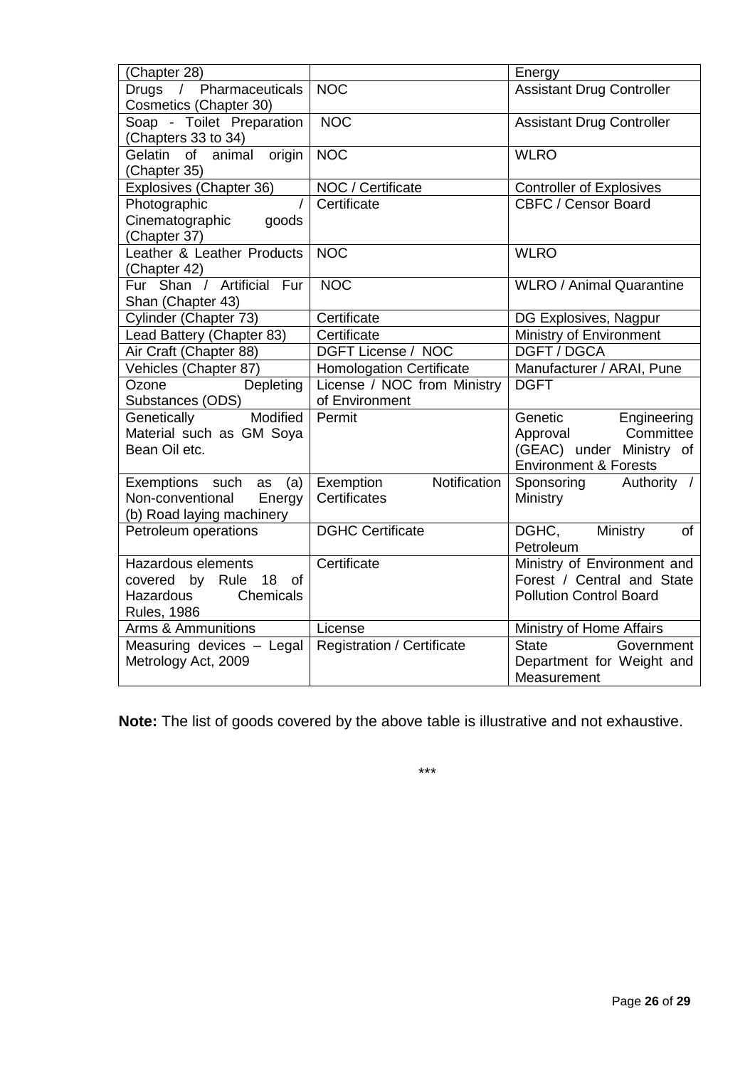| (Chapter 28) | | Energy |
|---|---|---|
| Drugs / Pharmaceuticals Cosmetics (Chapter 30) | NOC | Assistant Drug Controller |
| Soap - Toilet Preparation (Chapters 33 to 34) | NOC | Assistant Drug Controller |
| Gelatin of animal origin (Chapter 35) | NOC | WLRO |
| Explosives (Chapter 36) | NOC / Certificate | Controller of Explosives |
| Photographic / Cinematographic goods (Chapter 37) | Certificate | CBFC / Censor Board |
| Leather & Leather Products (Chapter 42) | NOC | WLRO |
| Fur Shan / Artificial Fur Shan (Chapter 43) | NOC | WLRO / Animal Quarantine |
| Cylinder (Chapter 73) | Certificate | DG Explosives, Nagpur |
| Lead Battery (Chapter 83) | Certificate | Ministry of Environment |
| Air Craft (Chapter 88) | DGFT License / NOC | DGFT / DGCA |
| Vehicles (Chapter 87) | Homologation Certificate | Manufacturer / ARAI, Pune |
| Ozone Depleting Substances (ODS) | License / NOC from Ministry of Environment | DGFT |
| Genetically Modified Material such as GM Soya Bean Oil etc. | Permit | Genetic Engineering Approval Committee (GEAC) under Ministry of Environment & Forests |
| Exemptions such as (a) Non-conventional Energy (b) Road laying machinery | Exemption Notification Certificates | Sponsoring Authority / Ministry |
| Petroleum operations | DGHC Certificate | DGHC, Ministry of Petroleum |
| Hazardous elements covered by Rule 18 of Hazardous Chemicals Rules, 1986 | Certificate | Ministry of Environment and Forest / Central and State Pollution Control Board |
| Arms & Ammunitions | License | Ministry of Home Affairs |
| Measuring devices – Legal Metrology Act, 2009 | Registration / Certificate | State Government Department for Weight and Measurement |

**Note:** The list of goods covered by the above table is illustrative and not exhaustive.

***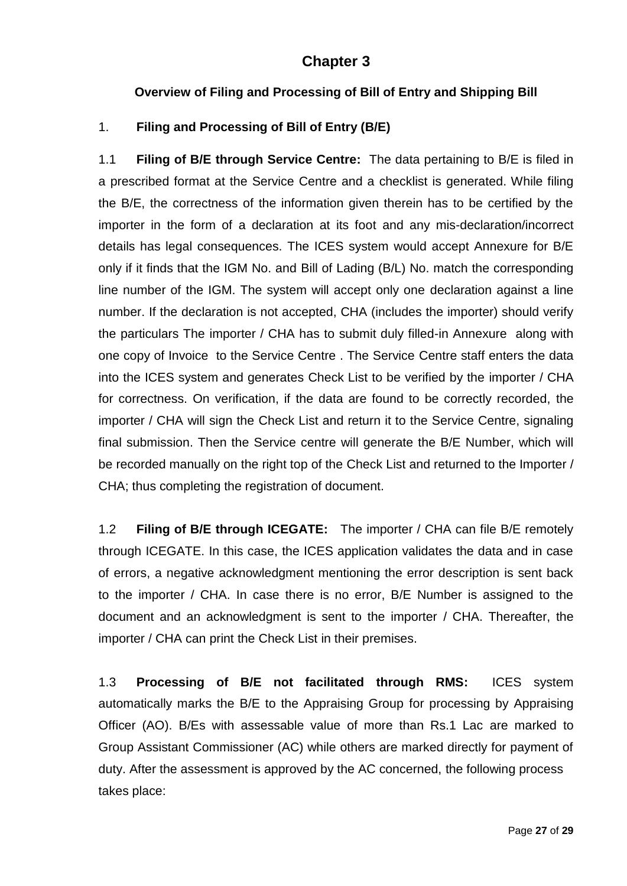# Chapter 3

## Overview of Filing and Processing of Bill of Entry and Shipping Bill

### 1. Filing and Processing of Bill of Entry (B/E)

1.1 **Filing of B/E through Service Centre:** The data pertaining to B/E is filed in a prescribed format at the Service Centre and a checklist is generated. While filing the B/E, the correctness of the information given therein has to be certified by the importer in the form of a declaration at its foot and any mis-declaration/incorrect details has legal consequences. The ICES system would accept Annexure for B/E only if it finds that the IGM No. and Bill of Lading (B/L) No. match the corresponding line number of the IGM. The system will accept only one declaration against a line number. If the declaration is not accepted, CHA (includes the importer) should verify the particulars The importer / CHA has to submit duly filled-in Annexure along with one copy of Invoice to the Service Centre . The Service Centre staff enters the data into the ICES system and generates Check List to be verified by the importer / CHA for correctness. On verification, if the data are found to be correctly recorded, the importer / CHA will sign the Check List and return it to the Service Centre, signaling final submission. Then the Service centre will generate the B/E Number, which will be recorded manually on the right top of the Check List and returned to the Importer / CHA; thus completing the registration of document.

1.2 **Filing of B/E through ICEGATE:** The importer / CHA can file B/E remotely through ICEGATE. In this case, the ICES application validates the data and in case of errors, a negative acknowledgment mentioning the error description is sent back to the importer / CHA. In case there is no error, B/E Number is assigned to the document and an acknowledgment is sent to the importer / CHA. Thereafter, the importer / CHA can print the Check List in their premises.

1.3 **Processing of B/E not facilitated through RMS:** ICES system automatically marks the B/E to the Appraising Group for processing by Appraising Officer (AO). B/Es with assessable value of more than Rs.1 Lac are marked to Group Assistant Commissioner (AC) while others are marked directly for payment of duty. After the assessment is approved by the AC concerned, the following process takes place: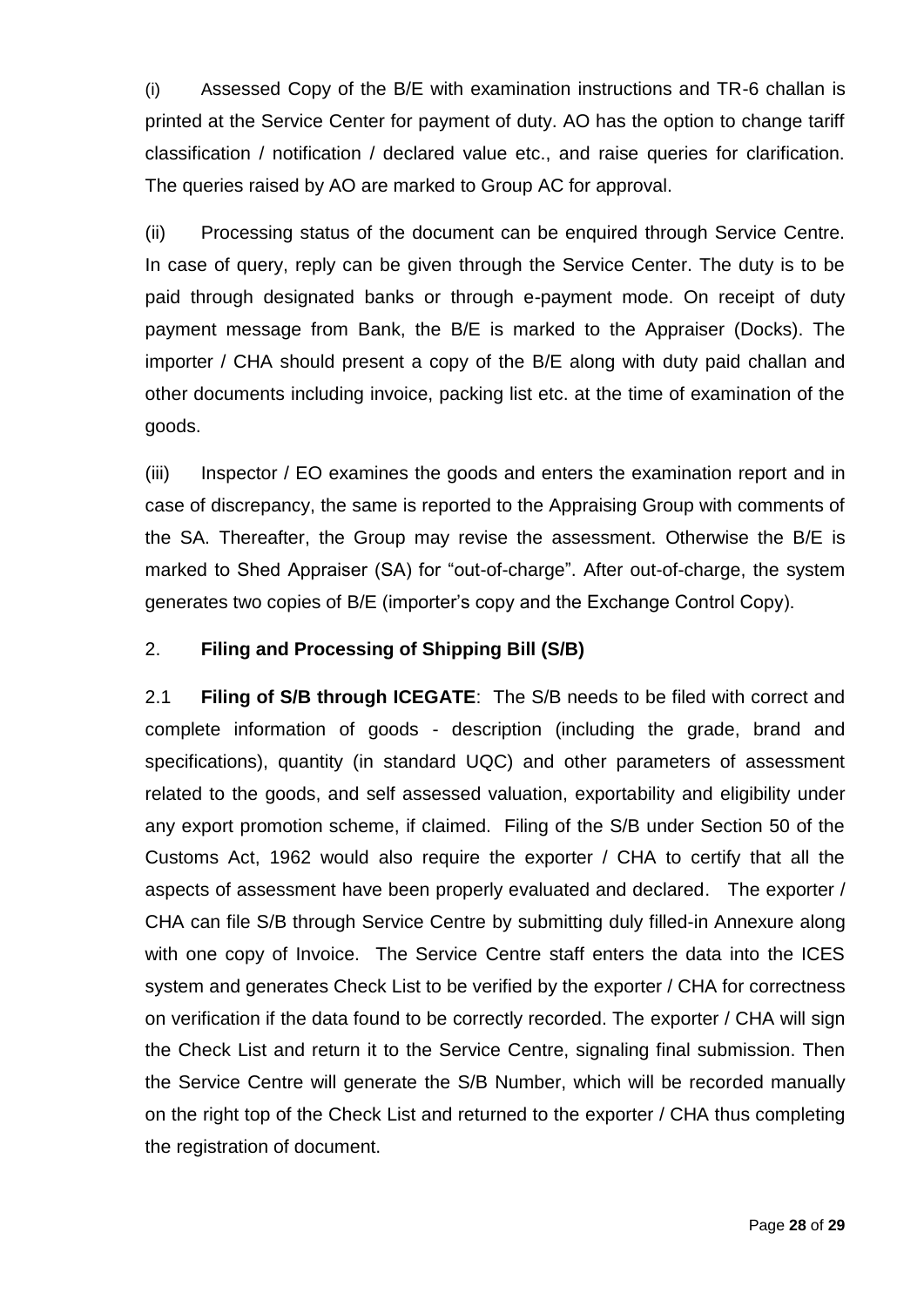(i) Assessed Copy of the B/E with examination instructions and TR-6 challan is printed at the Service Center for payment of duty. AO has the option to change tariff classification / notification / declared value etc., and raise queries for clarification. The queries raised by AO are marked to Group AC for approval.

(ii) Processing status of the document can be enquired through Service Centre. In case of query, reply can be given through the Service Center. The duty is to be paid through designated banks or through e-payment mode. On receipt of duty payment message from Bank, the B/E is marked to the Appraiser (Docks). The importer / CHA should present a copy of the B/E along with duty paid challan and other documents including invoice, packing list etc. at the time of examination of the goods.

(iii) Inspector / EO examines the goods and enters the examination report and in case of discrepancy, the same is reported to the Appraising Group with comments of the SA. Thereafter, the Group may revise the assessment. Otherwise the B/E is marked to Shed Appraiser (SA) for "out-of-charge". After out-of-charge, the system generates two copies of B/E (importer's copy and the Exchange Control Copy).

## 2. Filing and Processing of Shipping Bill (S/B)

2.1 **Filing of S/B through ICEGATE**: The S/B needs to be filed with correct and complete information of goods - description (including the grade, brand and specifications), quantity (in standard UQC) and other parameters of assessment related to the goods, and self assessed valuation, exportability and eligibility under any export promotion scheme, if claimed. Filing of the S/B under Section 50 of the Customs Act, 1962 would also require the exporter / CHA to certify that all the aspects of assessment have been properly evaluated and declared. The exporter / CHA can file S/B through Service Centre by submitting duly filled-in Annexure along with one copy of Invoice. The Service Centre staff enters the data into the ICES system and generates Check List to be verified by the exporter / CHA for correctness on verification if the data found to be correctly recorded. The exporter / CHA will sign the Check List and return it to the Service Centre, signaling final submission. Then the Service Centre will generate the S/B Number, which will be recorded manually on the right top of the Check List and returned to the exporter / CHA thus completing the registration of document.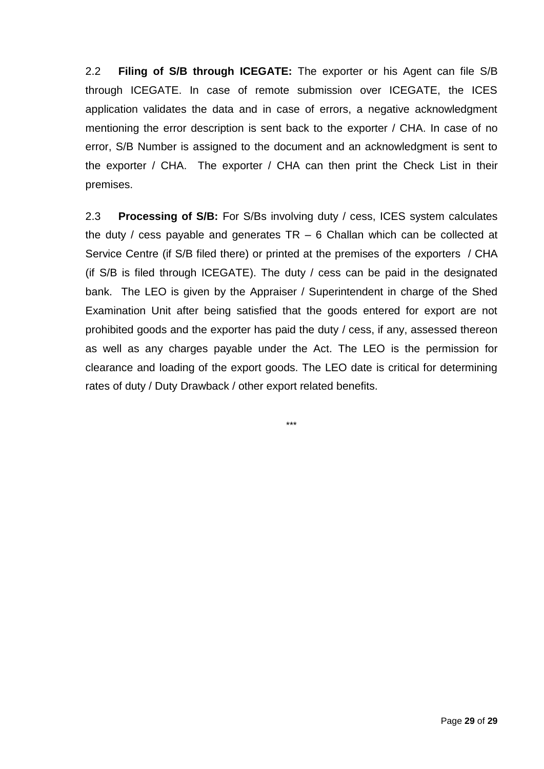2.2 **Filing of S/B through ICEGATE:** The exporter or his Agent can file S/B through ICEGATE. In case of remote submission over ICEGATE, the ICES application validates the data and in case of errors, a negative acknowledgment mentioning the error description is sent back to the exporter / CHA. In case of no error, S/B Number is assigned to the document and an acknowledgment is sent to the exporter / CHA. The exporter / CHA can then print the Check List in their premises.

2.3 **Processing of S/B:** For S/Bs involving duty / cess, ICES system calculates the duty / cess payable and generates TR – 6 Challan which can be collected at Service Centre (if S/B filed there) or printed at the premises of the exporters / CHA (if S/B is filed through ICEGATE). The duty / cess can be paid in the designated bank. The LEO is given by the Appraiser / Superintendent in charge of the Shed Examination Unit after being satisfied that the goods entered for export are not prohibited goods and the exporter has paid the duty / cess, if any, assessed thereon as well as any charges payable under the Act. The LEO is the permission for clearance and loading of the export goods. The LEO date is critical for determining rates of duty / Duty Drawback / other export related benefits.

***